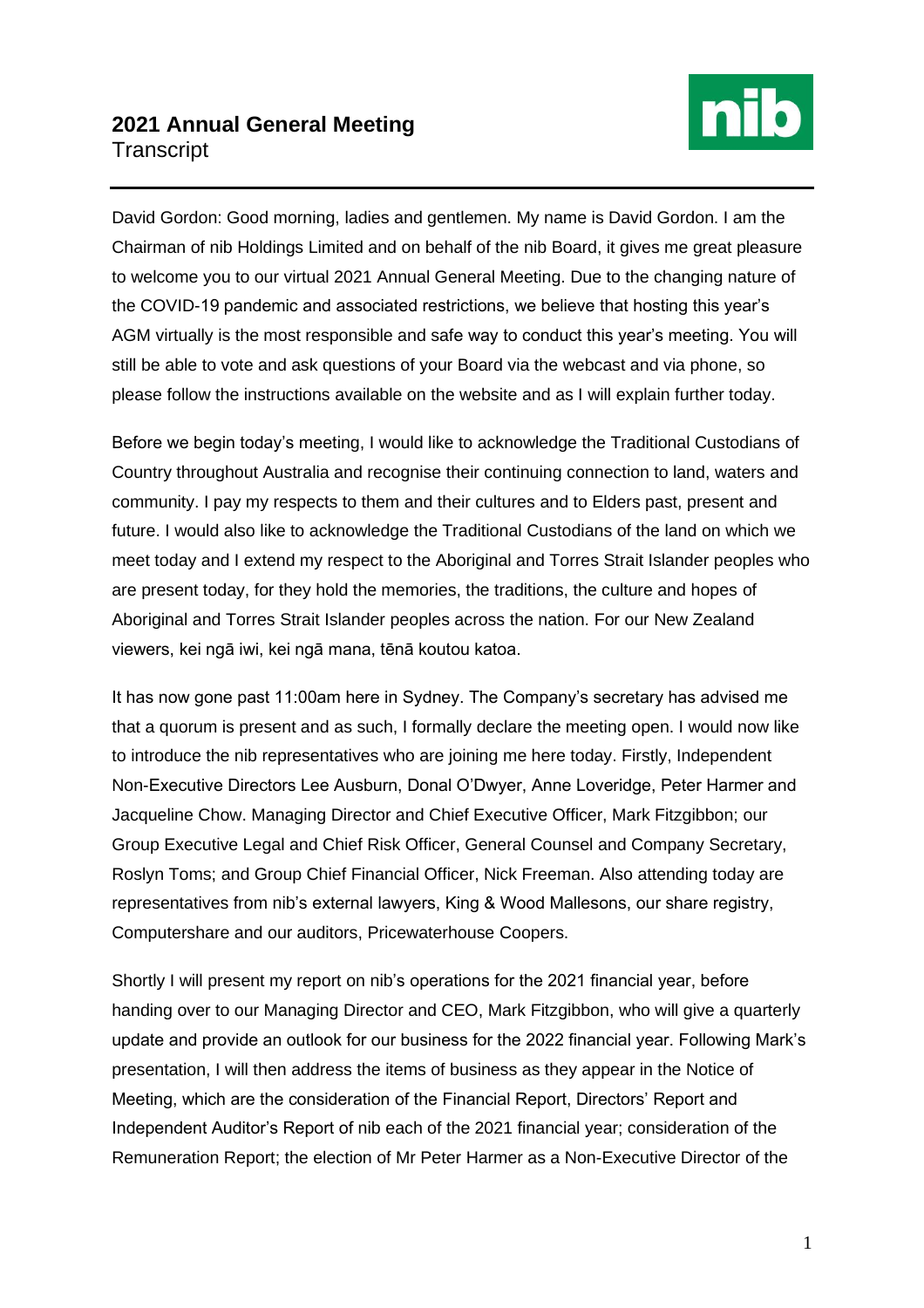# 2021 Annual General Meeting
Transcript

David Gordon: Good morning, ladies and gentlemen. My name is David Gordon. I am the Chairman of nib Holdings Limited and on behalf of the nib Board, it gives me great pleasure to welcome you to our virtual 2021 Annual General Meeting. Due to the changing nature of the COVID-19 pandemic and associated restrictions, we believe that hosting this year's AGM virtually is the most responsible and safe way to conduct this year's meeting. You will still be able to vote and ask questions of your Board via the webcast and via phone, so please follow the instructions available on the website and as I will explain further today.

Before we begin today's meeting, I would like to acknowledge the Traditional Custodians of Country throughout Australia and recognise their continuing connection to land, waters and community. I pay my respects to them and their cultures and to Elders past, present and future. I would also like to acknowledge the Traditional Custodians of the land on which we meet today and I extend my respect to the Aboriginal and Torres Strait Islander peoples who are present today, for they hold the memories, the traditions, the culture and hopes of Aboriginal and Torres Strait Islander peoples across the nation. For our New Zealand viewers, kei ngā iwi, kei ngā mana, tēnā koutou katoa.

It has now gone past 11:00am here in Sydney. The Company's secretary has advised me that a quorum is present and as such, I formally declare the meeting open. I would now like to introduce the nib representatives who are joining me here today. Firstly, Independent Non-Executive Directors Lee Ausburn, Donal O'Dwyer, Anne Loveridge, Peter Harmer and Jacqueline Chow. Managing Director and Chief Executive Officer, Mark Fitzgibbon; our Group Executive Legal and Chief Risk Officer, General Counsel and Company Secretary, Roslyn Toms; and Group Chief Financial Officer, Nick Freeman. Also attending today are representatives from nib's external lawyers, King & Wood Mallesons, our share registry, Computershare and our auditors, Pricewaterhouse Coopers.

Shortly I will present my report on nib's operations for the 2021 financial year, before handing over to our Managing Director and CEO, Mark Fitzgibbon, who will give a quarterly update and provide an outlook for our business for the 2022 financial year. Following Mark's presentation, I will then address the items of business as they appear in the Notice of Meeting, which are the consideration of the Financial Report, Directors' Report and Independent Auditor's Report of nib each of the 2021 financial year; consideration of the Remuneration Report; the election of Mr Peter Harmer as a Non-Executive Director of the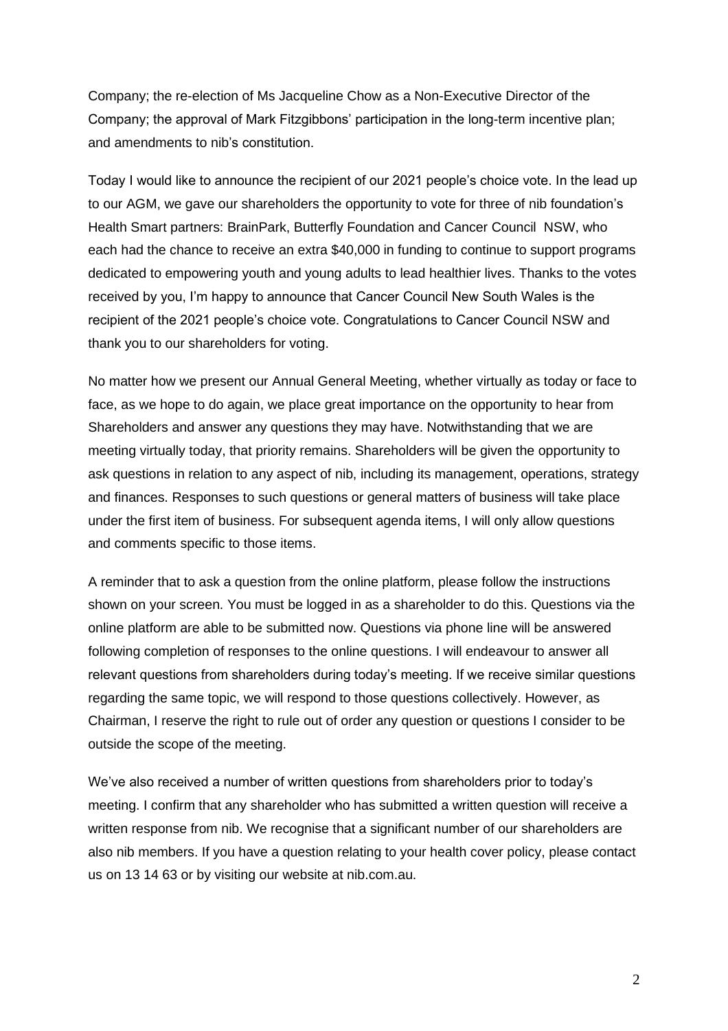Company; the re-election of Ms Jacqueline Chow as a Non-Executive Director of the Company; the approval of Mark Fitzgibbons' participation in the long-term incentive plan; and amendments to nib's constitution.

Today I would like to announce the recipient of our 2021 people's choice vote. In the lead up to our AGM, we gave our shareholders the opportunity to vote for three of nib foundation's Health Smart partners: BrainPark, Butterfly Foundation and Cancer Council NSW, who each had the chance to receive an extra $40,000 in funding to continue to support programs dedicated to empowering youth and young adults to lead healthier lives. Thanks to the votes received by you, I'm happy to announce that Cancer Council New South Wales is the recipient of the 2021 people's choice vote. Congratulations to Cancer Council NSW and thank you to our shareholders for voting.

No matter how we present our Annual General Meeting, whether virtually as today or face to face, as we hope to do again, we place great importance on the opportunity to hear from Shareholders and answer any questions they may have. Notwithstanding that we are meeting virtually today, that priority remains. Shareholders will be given the opportunity to ask questions in relation to any aspect of nib, including its management, operations, strategy and finances. Responses to such questions or general matters of business will take place under the first item of business. For subsequent agenda items, I will only allow questions and comments specific to those items.

A reminder that to ask a question from the online platform, please follow the instructions shown on your screen. You must be logged in as a shareholder to do this. Questions via the online platform are able to be submitted now. Questions via phone line will be answered following completion of responses to the online questions. I will endeavour to answer all relevant questions from shareholders during today's meeting. If we receive similar questions regarding the same topic, we will respond to those questions collectively. However, as Chairman, I reserve the right to rule out of order any question or questions I consider to be outside the scope of the meeting.

We've also received a number of written questions from shareholders prior to today's meeting. I confirm that any shareholder who has submitted a written question will receive a written response from nib. We recognise that a significant number of our shareholders are also nib members. If you have a question relating to your health cover policy, please contact us on 13 14 63 or by visiting our website at nib.com.au.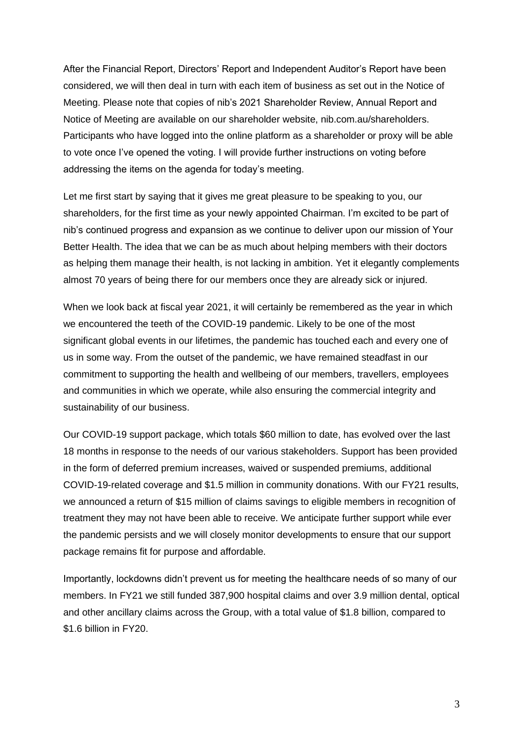After the Financial Report, Directors' Report and Independent Auditor's Report have been considered, we will then deal in turn with each item of business as set out in the Notice of Meeting. Please note that copies of nib's 2021 Shareholder Review, Annual Report and Notice of Meeting are available on our shareholder website, nib.com.au/shareholders. Participants who have logged into the online platform as a shareholder or proxy will be able to vote once I've opened the voting. I will provide further instructions on voting before addressing the items on the agenda for today's meeting.

Let me first start by saying that it gives me great pleasure to be speaking to you, our shareholders, for the first time as your newly appointed Chairman. I'm excited to be part of nib's continued progress and expansion as we continue to deliver upon our mission of Your Better Health. The idea that we can be as much about helping members with their doctors as helping them manage their health, is not lacking in ambition. Yet it elegantly complements almost 70 years of being there for our members once they are already sick or injured.

When we look back at fiscal year 2021, it will certainly be remembered as the year in which we encountered the teeth of the COVID-19 pandemic. Likely to be one of the most significant global events in our lifetimes, the pandemic has touched each and every one of us in some way. From the outset of the pandemic, we have remained steadfast in our commitment to supporting the health and wellbeing of our members, travellers, employees and communities in which we operate, while also ensuring the commercial integrity and sustainability of our business.

Our COVID-19 support package, which totals $60 million to date, has evolved over the last 18 months in response to the needs of our various stakeholders. Support has been provided in the form of deferred premium increases, waived or suspended premiums, additional COVID-19-related coverage and $1.5 million in community donations. With our FY21 results, we announced a return of $15 million of claims savings to eligible members in recognition of treatment they may not have been able to receive. We anticipate further support while ever the pandemic persists and we will closely monitor developments to ensure that our support package remains fit for purpose and affordable.

Importantly, lockdowns didn't prevent us for meeting the healthcare needs of so many of our members. In FY21 we still funded 387,900 hospital claims and over 3.9 million dental, optical and other ancillary claims across the Group, with a total value of $1.8 billion, compared to $1.6 billion in FY20.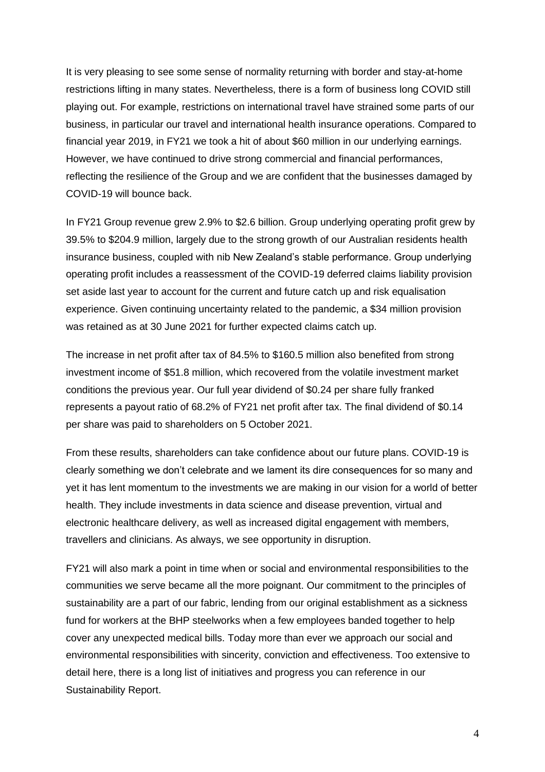It is very pleasing to see some sense of normality returning with border and stay-at-home restrictions lifting in many states. Nevertheless, there is a form of business long COVID still playing out. For example, restrictions on international travel have strained some parts of our business, in particular our travel and international health insurance operations. Compared to financial year 2019, in FY21 we took a hit of about $60 million in our underlying earnings. However, we have continued to drive strong commercial and financial performances, reflecting the resilience of the Group and we are confident that the businesses damaged by COVID-19 will bounce back.

In FY21 Group revenue grew 2.9% to $2.6 billion. Group underlying operating profit grew by 39.5% to $204.9 million, largely due to the strong growth of our Australian residents health insurance business, coupled with nib New Zealand's stable performance. Group underlying operating profit includes a reassessment of the COVID-19 deferred claims liability provision set aside last year to account for the current and future catch up and risk equalisation experience. Given continuing uncertainty related to the pandemic, a $34 million provision was retained as at 30 June 2021 for further expected claims catch up.

The increase in net profit after tax of 84.5% to $160.5 million also benefited from strong investment income of $51.8 million, which recovered from the volatile investment market conditions the previous year. Our full year dividend of $0.24 per share fully franked represents a payout ratio of 68.2% of FY21 net profit after tax. The final dividend of $0.14 per share was paid to shareholders on 5 October 2021.

From these results, shareholders can take confidence about our future plans. COVID-19 is clearly something we don't celebrate and we lament its dire consequences for so many and yet it has lent momentum to the investments we are making in our vision for a world of better health. They include investments in data science and disease prevention, virtual and electronic healthcare delivery, as well as increased digital engagement with members, travellers and clinicians. As always, we see opportunity in disruption.

FY21 will also mark a point in time when or social and environmental responsibilities to the communities we serve became all the more poignant. Our commitment to the principles of sustainability are a part of our fabric, lending from our original establishment as a sickness fund for workers at the BHP steelworks when a few employees banded together to help cover any unexpected medical bills. Today more than ever we approach our social and environmental responsibilities with sincerity, conviction and effectiveness. Too extensive to detail here, there is a long list of initiatives and progress you can reference in our Sustainability Report.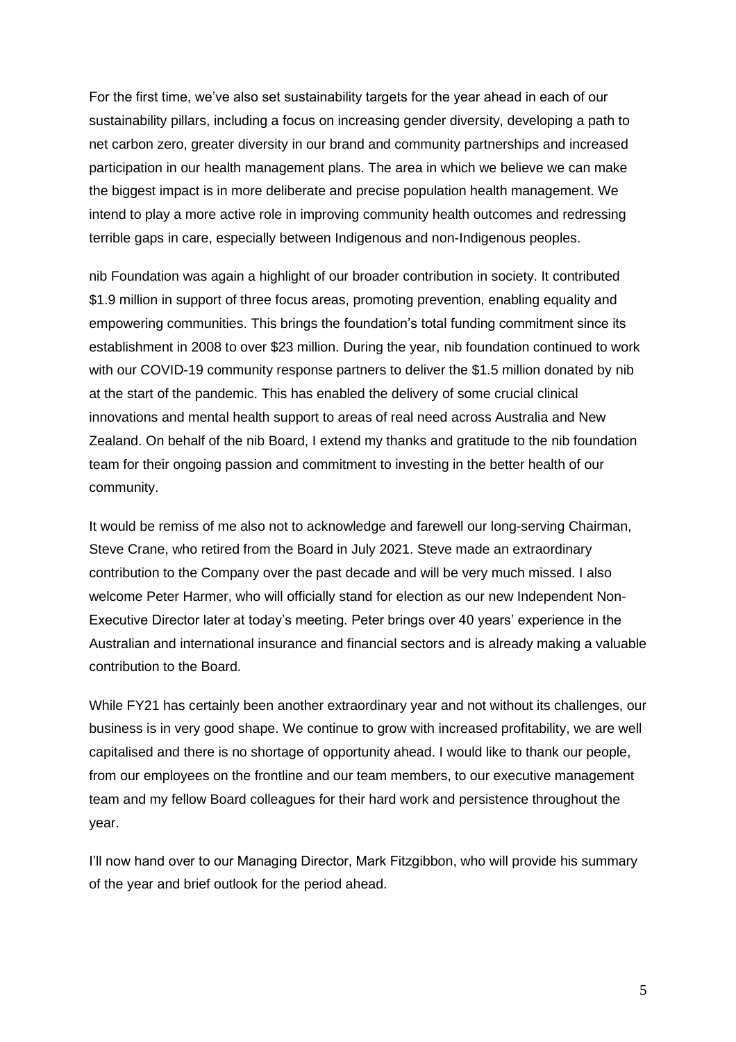For the first time, we've also set sustainability targets for the year ahead in each of our sustainability pillars, including a focus on increasing gender diversity, developing a path to net carbon zero, greater diversity in our brand and community partnerships and increased participation in our health management plans. The area in which we believe we can make the biggest impact is in more deliberate and precise population health management. We intend to play a more active role in improving community health outcomes and redressing terrible gaps in care, especially between Indigenous and non-Indigenous peoples.

nib Foundation was again a highlight of our broader contribution in society. It contributed $1.9 million in support of three focus areas, promoting prevention, enabling equality and empowering communities. This brings the foundation's total funding commitment since its establishment in 2008 to over $23 million. During the year, nib foundation continued to work with our COVID-19 community response partners to deliver the $1.5 million donated by nib at the start of the pandemic. This has enabled the delivery of some crucial clinical innovations and mental health support to areas of real need across Australia and New Zealand. On behalf of the nib Board, I extend my thanks and gratitude to the nib foundation team for their ongoing passion and commitment to investing in the better health of our community.

It would be remiss of me also not to acknowledge and farewell our long-serving Chairman, Steve Crane, who retired from the Board in July 2021. Steve made an extraordinary contribution to the Company over the past decade and will be very much missed. I also welcome Peter Harmer, who will officially stand for election as our new Independent Non-Executive Director later at today's meeting. Peter brings over 40 years' experience in the Australian and international insurance and financial sectors and is already making a valuable contribution to the Board.

While FY21 has certainly been another extraordinary year and not without its challenges, our business is in very good shape. We continue to grow with increased profitability, we are well capitalised and there is no shortage of opportunity ahead. I would like to thank our people, from our employees on the frontline and our team members, to our executive management team and my fellow Board colleagues for their hard work and persistence throughout the year.

I'll now hand over to our Managing Director, Mark Fitzgibbon, who will provide his summary of the year and brief outlook for the period ahead.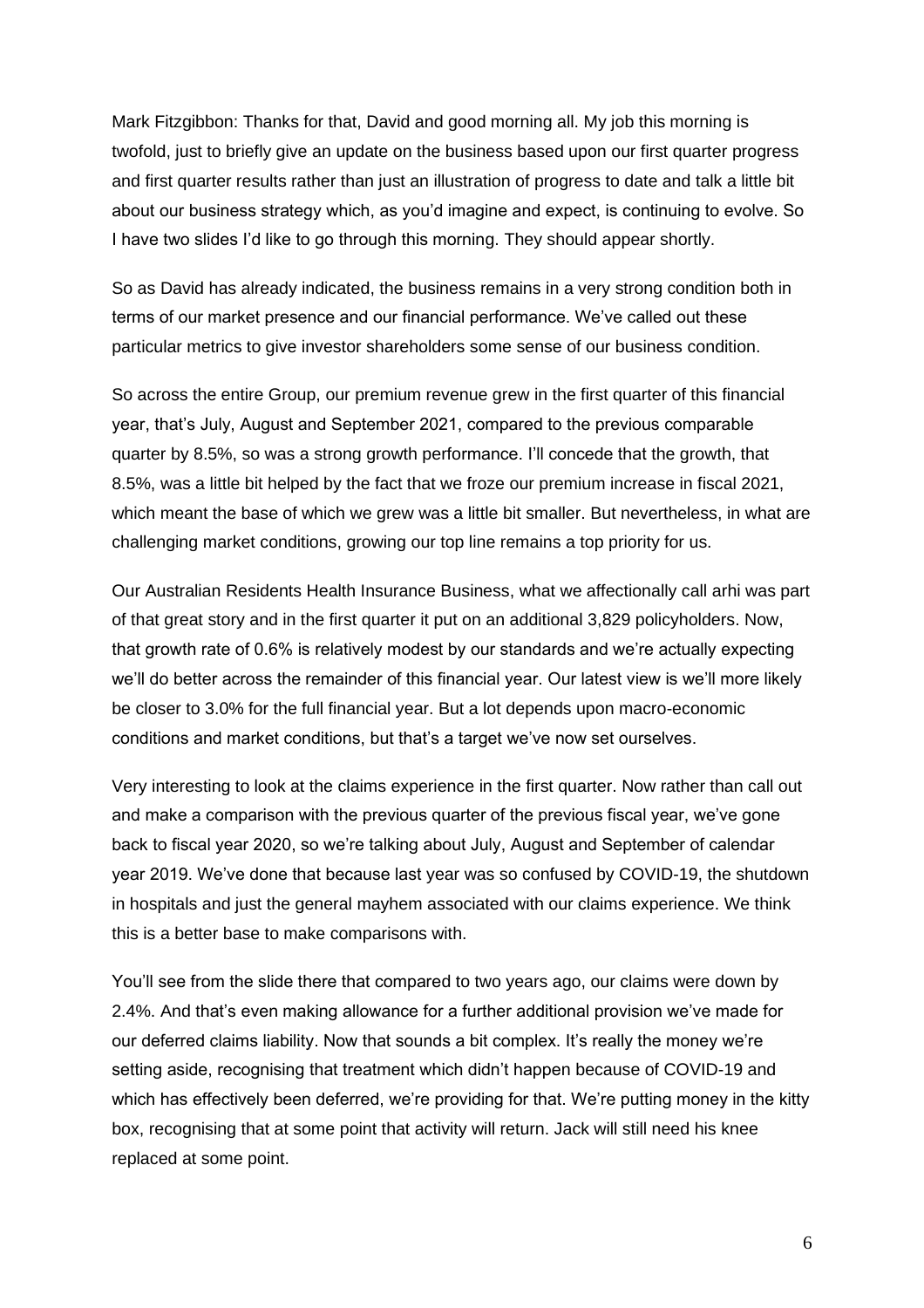Mark Fitzgibbon: Thanks for that, David and good morning all. My job this morning is twofold, just to briefly give an update on the business based upon our first quarter progress and first quarter results rather than just an illustration of progress to date and talk a little bit about our business strategy which, as you'd imagine and expect, is continuing to evolve. So I have two slides I'd like to go through this morning. They should appear shortly.

So as David has already indicated, the business remains in a very strong condition both in terms of our market presence and our financial performance. We've called out these particular metrics to give investor shareholders some sense of our business condition.

So across the entire Group, our premium revenue grew in the first quarter of this financial year, that's July, August and September 2021, compared to the previous comparable quarter by 8.5%, so was a strong growth performance. I'll concede that the growth, that 8.5%, was a little bit helped by the fact that we froze our premium increase in fiscal 2021, which meant the base of which we grew was a little bit smaller. But nevertheless, in what are challenging market conditions, growing our top line remains a top priority for us.

Our Australian Residents Health Insurance Business, what we affectionally call arhi was part of that great story and in the first quarter it put on an additional 3,829 policyholders. Now, that growth rate of 0.6% is relatively modest by our standards and we're actually expecting we'll do better across the remainder of this financial year. Our latest view is we'll more likely be closer to 3.0% for the full financial year. But a lot depends upon macro-economic conditions and market conditions, but that's a target we've now set ourselves.

Very interesting to look at the claims experience in the first quarter. Now rather than call out and make a comparison with the previous quarter of the previous fiscal year, we've gone back to fiscal year 2020, so we're talking about July, August and September of calendar year 2019. We've done that because last year was so confused by COVID-19, the shutdown in hospitals and just the general mayhem associated with our claims experience. We think this is a better base to make comparisons with.

You'll see from the slide there that compared to two years ago, our claims were down by 2.4%. And that's even making allowance for a further additional provision we've made for our deferred claims liability. Now that sounds a bit complex. It's really the money we're setting aside, recognising that treatment which didn't happen because of COVID-19 and which has effectively been deferred, we're providing for that. We're putting money in the kitty box, recognising that at some point that activity will return. Jack will still need his knee replaced at some point.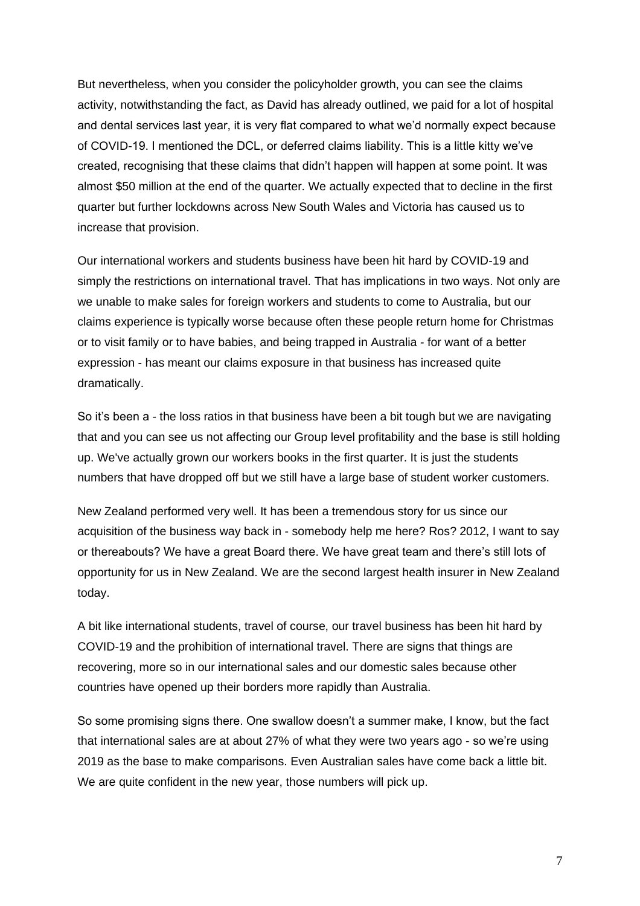But nevertheless, when you consider the policyholder growth, you can see the claims activity, notwithstanding the fact, as David has already outlined, we paid for a lot of hospital and dental services last year, it is very flat compared to what we'd normally expect because of COVID-19. I mentioned the DCL, or deferred claims liability. This is a little kitty we've created, recognising that these claims that didn't happen will happen at some point. It was almost $50 million at the end of the quarter. We actually expected that to decline in the first quarter but further lockdowns across New South Wales and Victoria has caused us to increase that provision.

Our international workers and students business have been hit hard by COVID-19 and simply the restrictions on international travel. That has implications in two ways. Not only are we unable to make sales for foreign workers and students to come to Australia, but our claims experience is typically worse because often these people return home for Christmas or to visit family or to have babies, and being trapped in Australia - for want of a better expression - has meant our claims exposure in that business has increased quite dramatically.

So it's been a - the loss ratios in that business have been a bit tough but we are navigating that and you can see us not affecting our Group level profitability and the base is still holding up. We've actually grown our workers books in the first quarter. It is just the students numbers that have dropped off but we still have a large base of student worker customers.

New Zealand performed very well. It has been a tremendous story for us since our acquisition of the business way back in - somebody help me here? Ros? 2012, I want to say or thereabouts? We have a great Board there. We have great team and there's still lots of opportunity for us in New Zealand. We are the second largest health insurer in New Zealand today.

A bit like international students, travel of course, our travel business has been hit hard by COVID-19 and the prohibition of international travel. There are signs that things are recovering, more so in our international sales and our domestic sales because other countries have opened up their borders more rapidly than Australia.

So some promising signs there. One swallow doesn't a summer make, I know, but the fact that international sales are at about 27% of what they were two years ago - so we're using 2019 as the base to make comparisons. Even Australian sales have come back a little bit. We are quite confident in the new year, those numbers will pick up.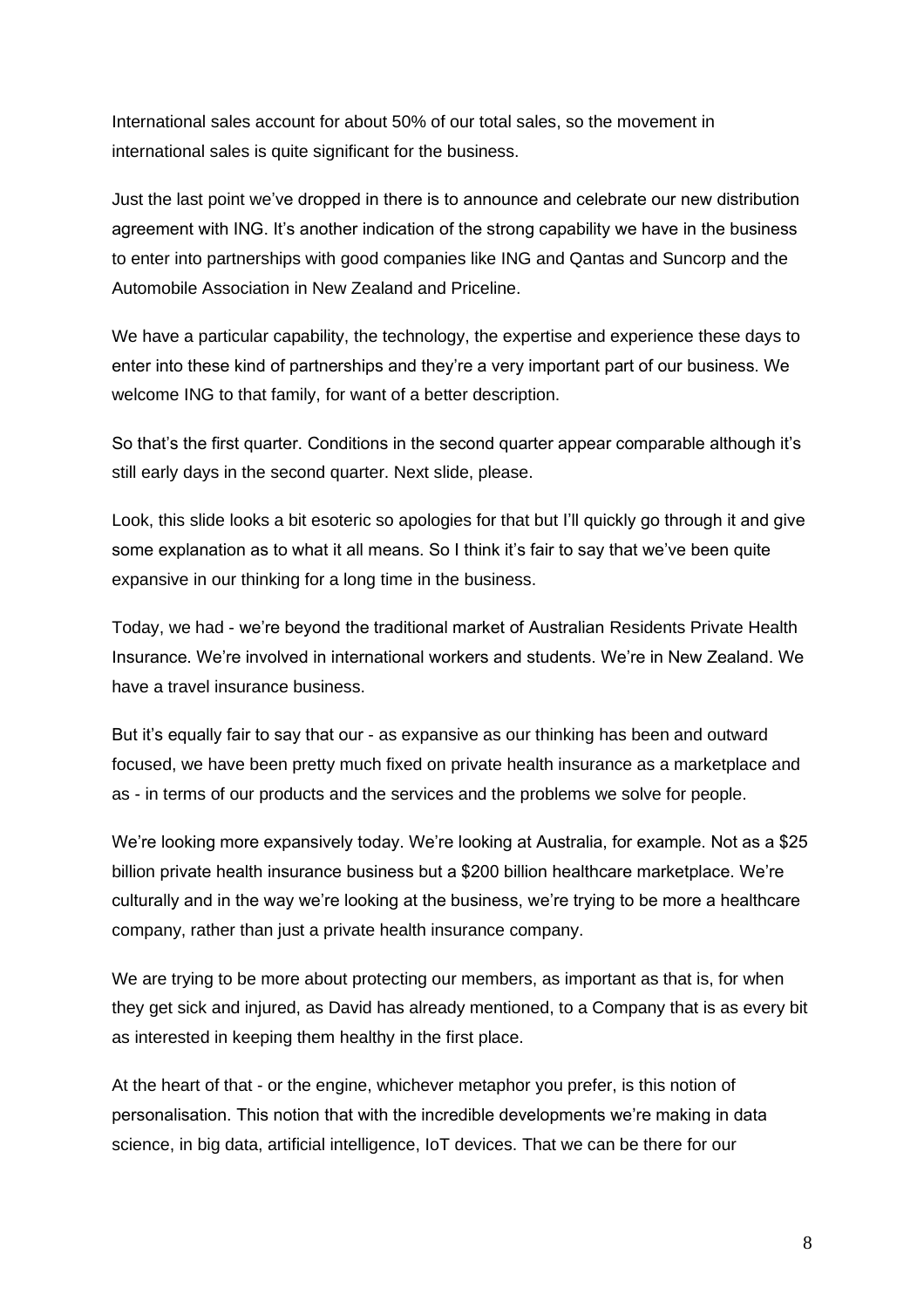International sales account for about 50% of our total sales, so the movement in international sales is quite significant for the business.

Just the last point we've dropped in there is to announce and celebrate our new distribution agreement with ING. It's another indication of the strong capability we have in the business to enter into partnerships with good companies like ING and Qantas and Suncorp and the Automobile Association in New Zealand and Priceline.

We have a particular capability, the technology, the expertise and experience these days to enter into these kind of partnerships and they're a very important part of our business. We welcome ING to that family, for want of a better description.

So that's the first quarter. Conditions in the second quarter appear comparable although it's still early days in the second quarter. Next slide, please.

Look, this slide looks a bit esoteric so apologies for that but I'll quickly go through it and give some explanation as to what it all means. So I think it's fair to say that we've been quite expansive in our thinking for a long time in the business.

Today, we had - we're beyond the traditional market of Australian Residents Private Health Insurance. We're involved in international workers and students. We're in New Zealand. We have a travel insurance business.

But it's equally fair to say that our - as expansive as our thinking has been and outward focused, we have been pretty much fixed on private health insurance as a marketplace and as - in terms of our products and the services and the problems we solve for people.

We're looking more expansively today. We're looking at Australia, for example. Not as a $25 billion private health insurance business but a $200 billion healthcare marketplace. We're culturally and in the way we're looking at the business, we're trying to be more a healthcare company, rather than just a private health insurance company.

We are trying to be more about protecting our members, as important as that is, for when they get sick and injured, as David has already mentioned, to a Company that is as every bit as interested in keeping them healthy in the first place.

At the heart of that - or the engine, whichever metaphor you prefer, is this notion of personalisation. This notion that with the incredible developments we're making in data science, in big data, artificial intelligence, IoT devices. That we can be there for our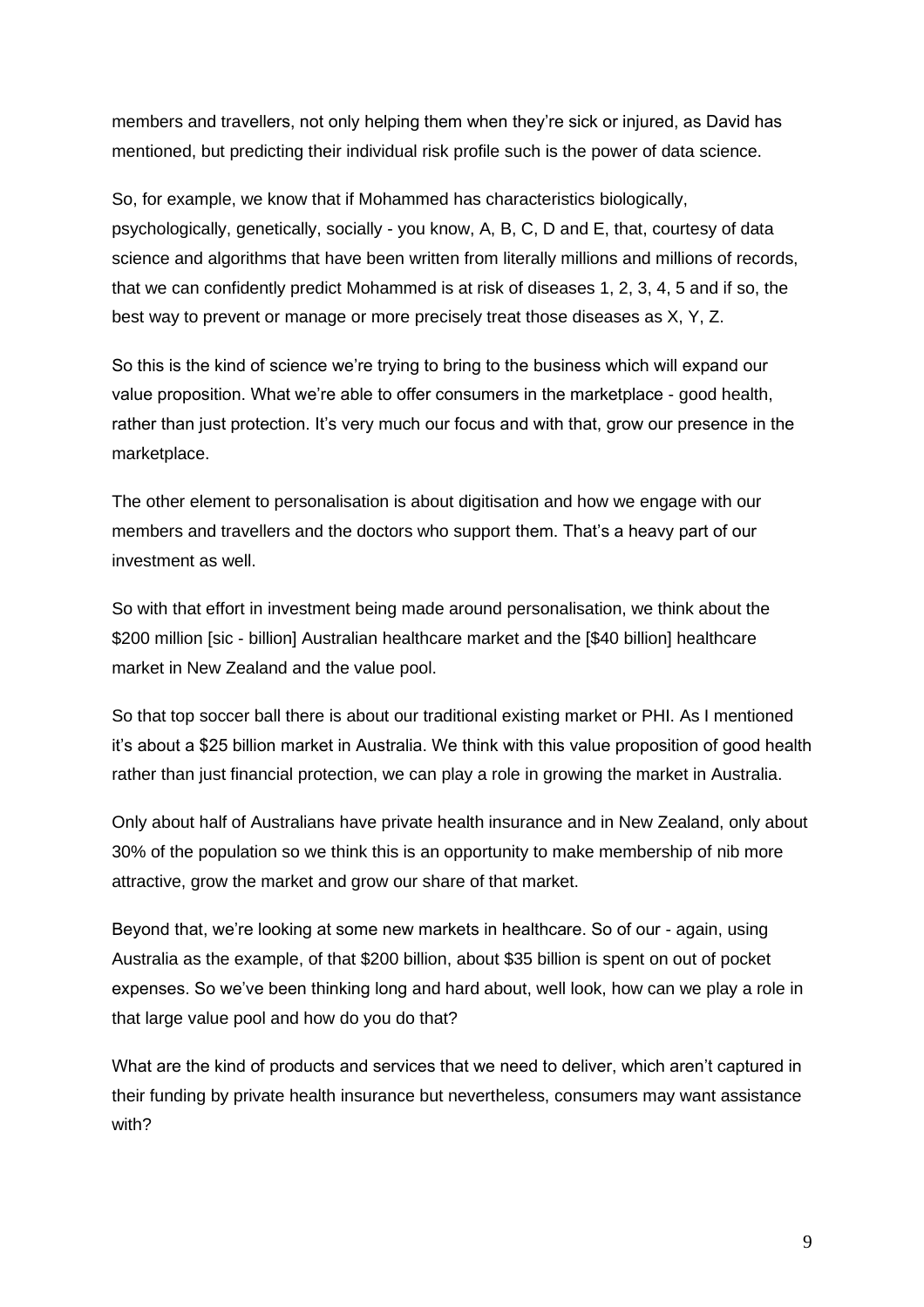members and travellers, not only helping them when they're sick or injured, as David has mentioned, but predicting their individual risk profile such is the power of data science.

So, for example, we know that if Mohammed has characteristics biologically, psychologically, genetically, socially - you know, A, B, C, D and E, that, courtesy of data science and algorithms that have been written from literally millions and millions of records, that we can confidently predict Mohammed is at risk of diseases 1, 2, 3, 4, 5 and if so, the best way to prevent or manage or more precisely treat those diseases as X, Y, Z.

So this is the kind of science we're trying to bring to the business which will expand our value proposition. What we're able to offer consumers in the marketplace - good health, rather than just protection. It's very much our focus and with that, grow our presence in the marketplace.

The other element to personalisation is about digitisation and how we engage with our members and travellers and the doctors who support them. That's a heavy part of our investment as well.

So with that effort in investment being made around personalisation, we think about the $200 million [sic - billion] Australian healthcare market and the [$40 billion] healthcare market in New Zealand and the value pool.

So that top soccer ball there is about our traditional existing market or PHI. As I mentioned it's about a $25 billion market in Australia. We think with this value proposition of good health rather than just financial protection, we can play a role in growing the market in Australia.

Only about half of Australians have private health insurance and in New Zealand, only about 30% of the population so we think this is an opportunity to make membership of nib more attractive, grow the market and grow our share of that market.

Beyond that, we're looking at some new markets in healthcare. So of our - again, using Australia as the example, of that $200 billion, about $35 billion is spent on out of pocket expenses. So we've been thinking long and hard about, well look, how can we play a role in that large value pool and how do you do that?

What are the kind of products and services that we need to deliver, which aren't captured in their funding by private health insurance but nevertheless, consumers may want assistance with?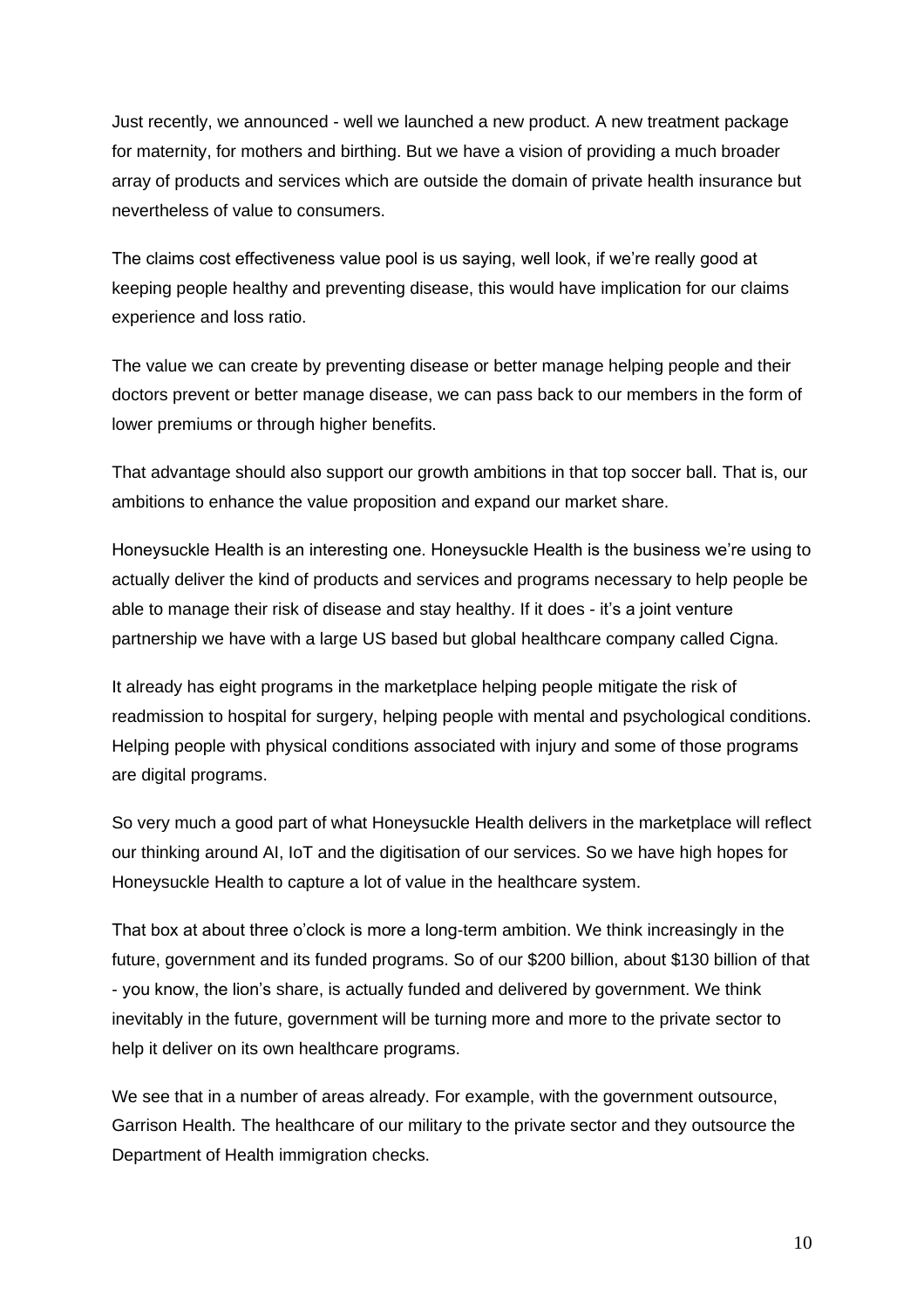Just recently, we announced - well we launched a new product. A new treatment package for maternity, for mothers and birthing. But we have a vision of providing a much broader array of products and services which are outside the domain of private health insurance but nevertheless of value to consumers.

The claims cost effectiveness value pool is us saying, well look, if we're really good at keeping people healthy and preventing disease, this would have implication for our claims experience and loss ratio.

The value we can create by preventing disease or better manage helping people and their doctors prevent or better manage disease, we can pass back to our members in the form of lower premiums or through higher benefits.

That advantage should also support our growth ambitions in that top soccer ball. That is, our ambitions to enhance the value proposition and expand our market share.

Honeysuckle Health is an interesting one. Honeysuckle Health is the business we're using to actually deliver the kind of products and services and programs necessary to help people be able to manage their risk of disease and stay healthy. If it does - it's a joint venture partnership we have with a large US based but global healthcare company called Cigna.

It already has eight programs in the marketplace helping people mitigate the risk of readmission to hospital for surgery, helping people with mental and psychological conditions. Helping people with physical conditions associated with injury and some of those programs are digital programs.

So very much a good part of what Honeysuckle Health delivers in the marketplace will reflect our thinking around AI, IoT and the digitisation of our services. So we have high hopes for Honeysuckle Health to capture a lot of value in the healthcare system.

That box at about three o'clock is more a long-term ambition. We think increasingly in the future, government and its funded programs. So of our $200 billion, about $130 billion of that - you know, the lion's share, is actually funded and delivered by government. We think inevitably in the future, government will be turning more and more to the private sector to help it deliver on its own healthcare programs.

We see that in a number of areas already. For example, with the government outsource, Garrison Health. The healthcare of our military to the private sector and they outsource the Department of Health immigration checks.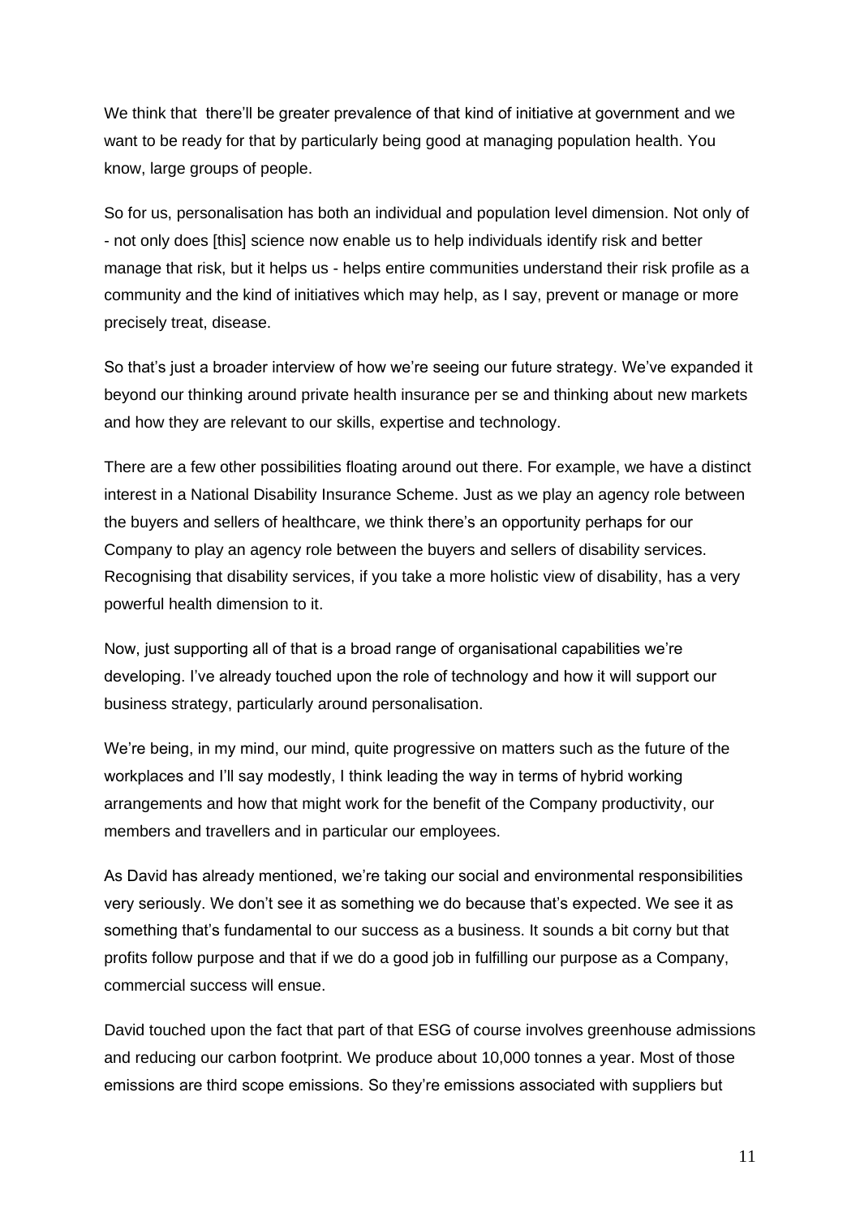We think that there'll be greater prevalence of that kind of initiative at government and we want to be ready for that by particularly being good at managing population health. You know, large groups of people.

So for us, personalisation has both an individual and population level dimension. Not only of - not only does [this] science now enable us to help individuals identify risk and better manage that risk, but it helps us - helps entire communities understand their risk profile as a community and the kind of initiatives which may help, as I say, prevent or manage or more precisely treat, disease.

So that's just a broader interview of how we're seeing our future strategy. We've expanded it beyond our thinking around private health insurance per se and thinking about new markets and how they are relevant to our skills, expertise and technology.

There are a few other possibilities floating around out there. For example, we have a distinct interest in a National Disability Insurance Scheme. Just as we play an agency role between the buyers and sellers of healthcare, we think there's an opportunity perhaps for our Company to play an agency role between the buyers and sellers of disability services. Recognising that disability services, if you take a more holistic view of disability, has a very powerful health dimension to it.

Now, just supporting all of that is a broad range of organisational capabilities we're developing. I've already touched upon the role of technology and how it will support our business strategy, particularly around personalisation.

We're being, in my mind, our mind, quite progressive on matters such as the future of the workplaces and I'll say modestly, I think leading the way in terms of hybrid working arrangements and how that might work for the benefit of the Company productivity, our members and travellers and in particular our employees.

As David has already mentioned, we're taking our social and environmental responsibilities very seriously. We don't see it as something we do because that's expected. We see it as something that's fundamental to our success as a business. It sounds a bit corny but that profits follow purpose and that if we do a good job in fulfilling our purpose as a Company, commercial success will ensue.

David touched upon the fact that part of that ESG of course involves greenhouse admissions and reducing our carbon footprint. We produce about 10,000 tonnes a year. Most of those emissions are third scope emissions. So they're emissions associated with suppliers but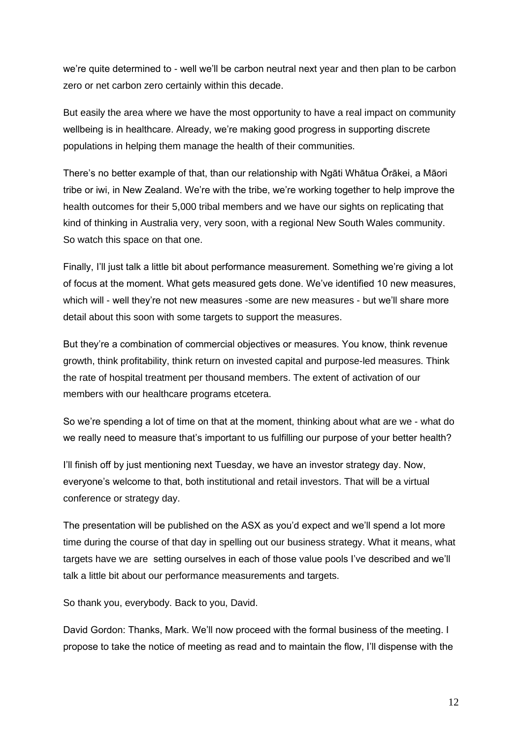we're quite determined to - well we'll be carbon neutral next year and then plan to be carbon zero or net carbon zero certainly within this decade.

But easily the area where we have the most opportunity to have a real impact on community wellbeing is in healthcare. Already, we're making good progress in supporting discrete populations in helping them manage the health of their communities.

There's no better example of that, than our relationship with Ngāti Whātua Ōrākei, a Māori tribe or iwi, in New Zealand. We're with the tribe, we're working together to help improve the health outcomes for their 5,000 tribal members and we have our sights on replicating that kind of thinking in Australia very, very soon, with a regional New South Wales community. So watch this space on that one.

Finally, I'll just talk a little bit about performance measurement. Something we're giving a lot of focus at the moment. What gets measured gets done. We've identified 10 new measures, which will - well they're not new measures -some are new measures - but we'll share more detail about this soon with some targets to support the measures.

But they're a combination of commercial objectives or measures. You know, think revenue growth, think profitability, think return on invested capital and purpose-led measures. Think the rate of hospital treatment per thousand members. The extent of activation of our members with our healthcare programs etcetera.

So we're spending a lot of time on that at the moment, thinking about what are we - what do we really need to measure that's important to us fulfilling our purpose of your better health?

I'll finish off by just mentioning next Tuesday, we have an investor strategy day. Now, everyone's welcome to that, both institutional and retail investors. That will be a virtual conference or strategy day.

The presentation will be published on the ASX as you'd expect and we'll spend a lot more time during the course of that day in spelling out our business strategy. What it means, what targets have we are setting ourselves in each of those value pools I've described and we'll talk a little bit about our performance measurements and targets.

So thank you, everybody. Back to you, David.

David Gordon: Thanks, Mark. We'll now proceed with the formal business of the meeting. I propose to take the notice of meeting as read and to maintain the flow, I'll dispense with the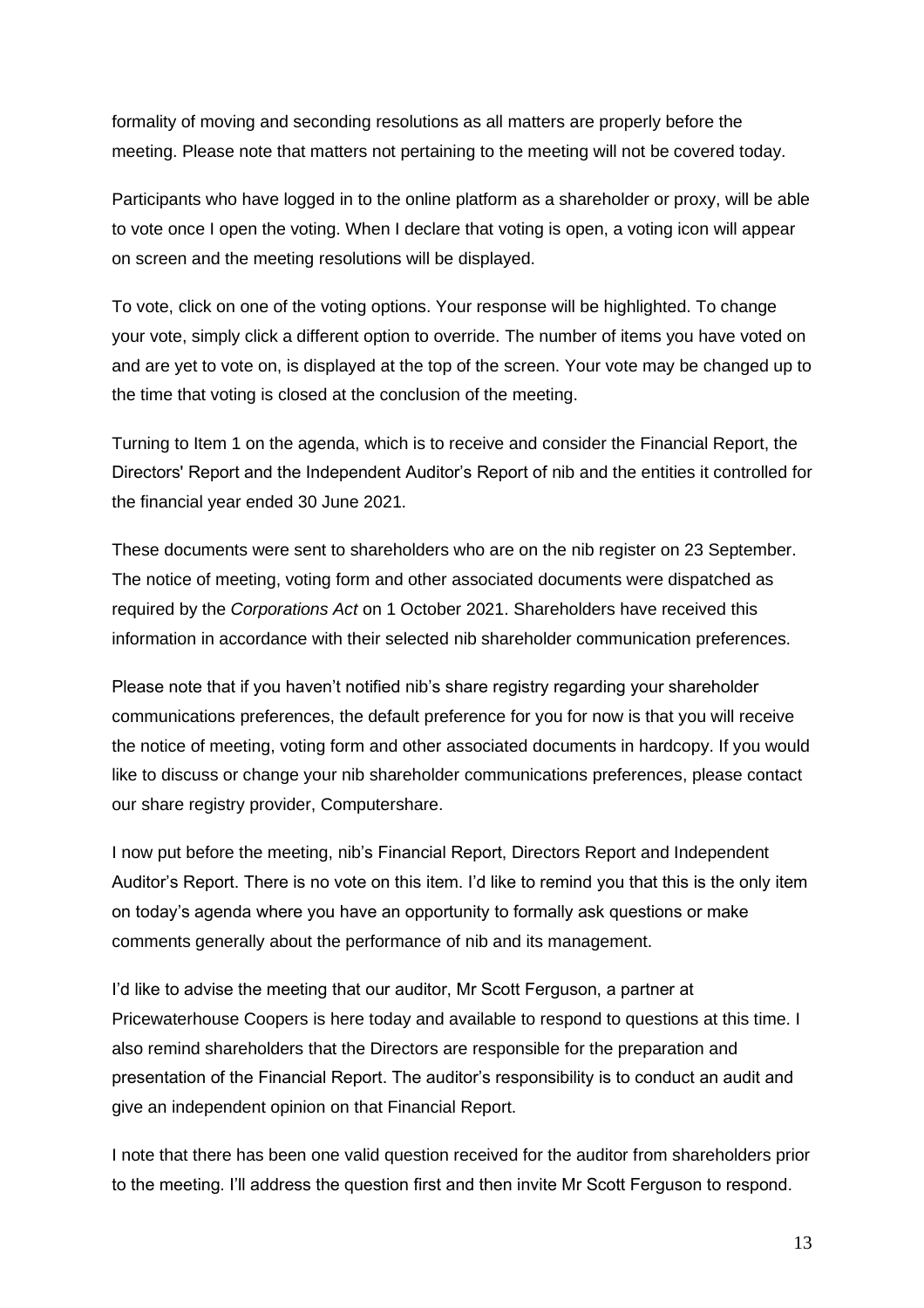formality of moving and seconding resolutions as all matters are properly before the meeting. Please note that matters not pertaining to the meeting will not be covered today.

Participants who have logged in to the online platform as a shareholder or proxy, will be able to vote once I open the voting. When I declare that voting is open, a voting icon will appear on screen and the meeting resolutions will be displayed.

To vote, click on one of the voting options. Your response will be highlighted. To change your vote, simply click a different option to override. The number of items you have voted on and are yet to vote on, is displayed at the top of the screen. Your vote may be changed up to the time that voting is closed at the conclusion of the meeting.

Turning to Item 1 on the agenda, which is to receive and consider the Financial Report, the Directors' Report and the Independent Auditor's Report of nib and the entities it controlled for the financial year ended 30 June 2021.

These documents were sent to shareholders who are on the nib register on 23 September. The notice of meeting, voting form and other associated documents were dispatched as required by the *Corporations Act* on 1 October 2021. Shareholders have received this information in accordance with their selected nib shareholder communication preferences.

Please note that if you haven't notified nib's share registry regarding your shareholder communications preferences, the default preference for you for now is that you will receive the notice of meeting, voting form and other associated documents in hardcopy. If you would like to discuss or change your nib shareholder communications preferences, please contact our share registry provider, Computershare.

I now put before the meeting, nib's Financial Report, Directors Report and Independent Auditor's Report. There is no vote on this item. I'd like to remind you that this is the only item on today's agenda where you have an opportunity to formally ask questions or make comments generally about the performance of nib and its management.

I'd like to advise the meeting that our auditor, Mr Scott Ferguson, a partner at Pricewaterhouse Coopers is here today and available to respond to questions at this time. I also remind shareholders that the Directors are responsible for the preparation and presentation of the Financial Report. The auditor's responsibility is to conduct an audit and give an independent opinion on that Financial Report.

I note that there has been one valid question received for the auditor from shareholders prior to the meeting. I'll address the question first and then invite Mr Scott Ferguson to respond.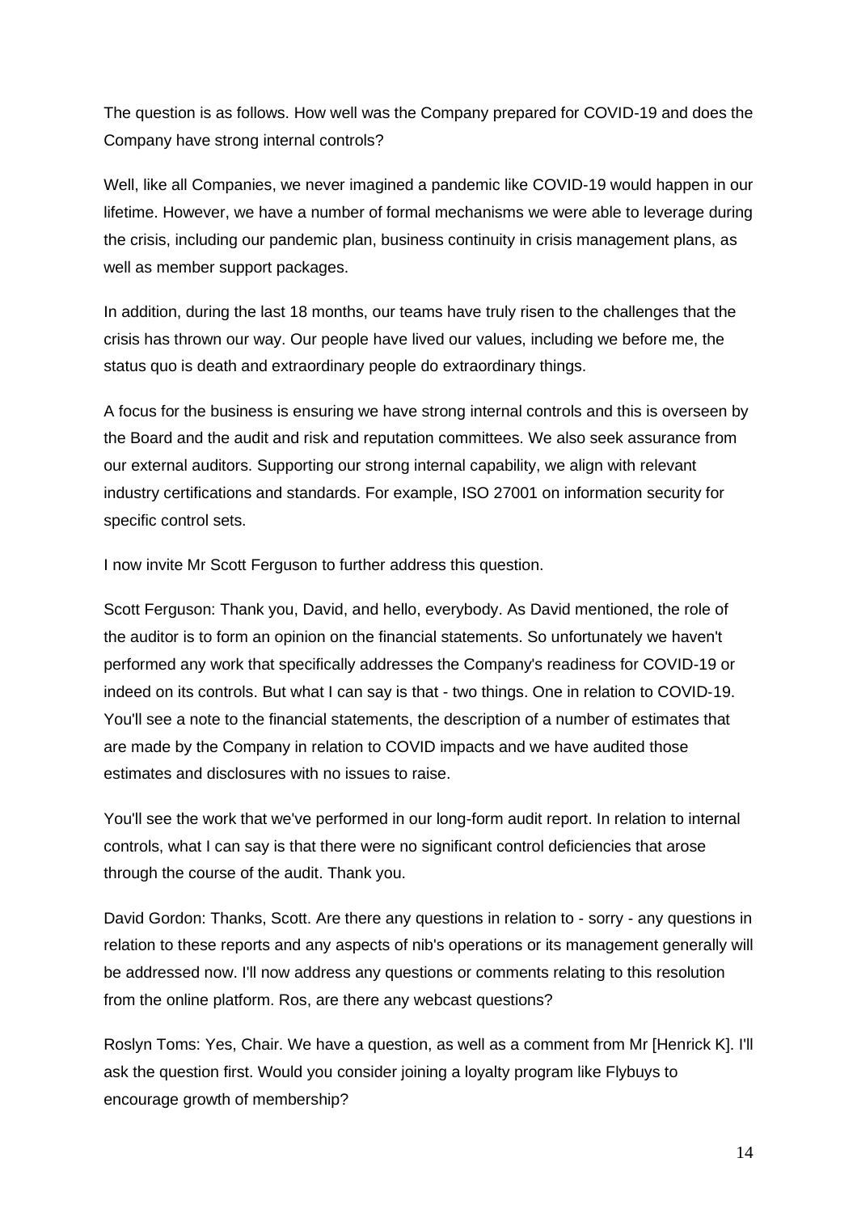The question is as follows. How well was the Company prepared for COVID-19 and does the Company have strong internal controls?

Well, like all Companies, we never imagined a pandemic like COVID-19 would happen in our lifetime. However, we have a number of formal mechanisms we were able to leverage during the crisis, including our pandemic plan, business continuity in crisis management plans, as well as member support packages.

In addition, during the last 18 months, our teams have truly risen to the challenges that the crisis has thrown our way. Our people have lived our values, including we before me, the status quo is death and extraordinary people do extraordinary things.

A focus for the business is ensuring we have strong internal controls and this is overseen by the Board and the audit and risk and reputation committees. We also seek assurance from our external auditors. Supporting our strong internal capability, we align with relevant industry certifications and standards. For example, ISO 27001 on information security for specific control sets.

I now invite Mr Scott Ferguson to further address this question.

Scott Ferguson: Thank you, David, and hello, everybody. As David mentioned, the role of the auditor is to form an opinion on the financial statements. So unfortunately we haven't performed any work that specifically addresses the Company's readiness for COVID-19 or indeed on its controls. But what I can say is that - two things. One in relation to COVID-19. You'll see a note to the financial statements, the description of a number of estimates that are made by the Company in relation to COVID impacts and we have audited those estimates and disclosures with no issues to raise.

You'll see the work that we've performed in our long-form audit report. In relation to internal controls, what I can say is that there were no significant control deficiencies that arose through the course of the audit. Thank you.

David Gordon: Thanks, Scott. Are there any questions in relation to - sorry - any questions in relation to these reports and any aspects of nib's operations or its management generally will be addressed now. I'll now address any questions or comments relating to this resolution from the online platform. Ros, are there any webcast questions?

Roslyn Toms: Yes, Chair. We have a question, as well as a comment from Mr [Henrick K]. I'll ask the question first. Would you consider joining a loyalty program like Flybuys to encourage growth of membership?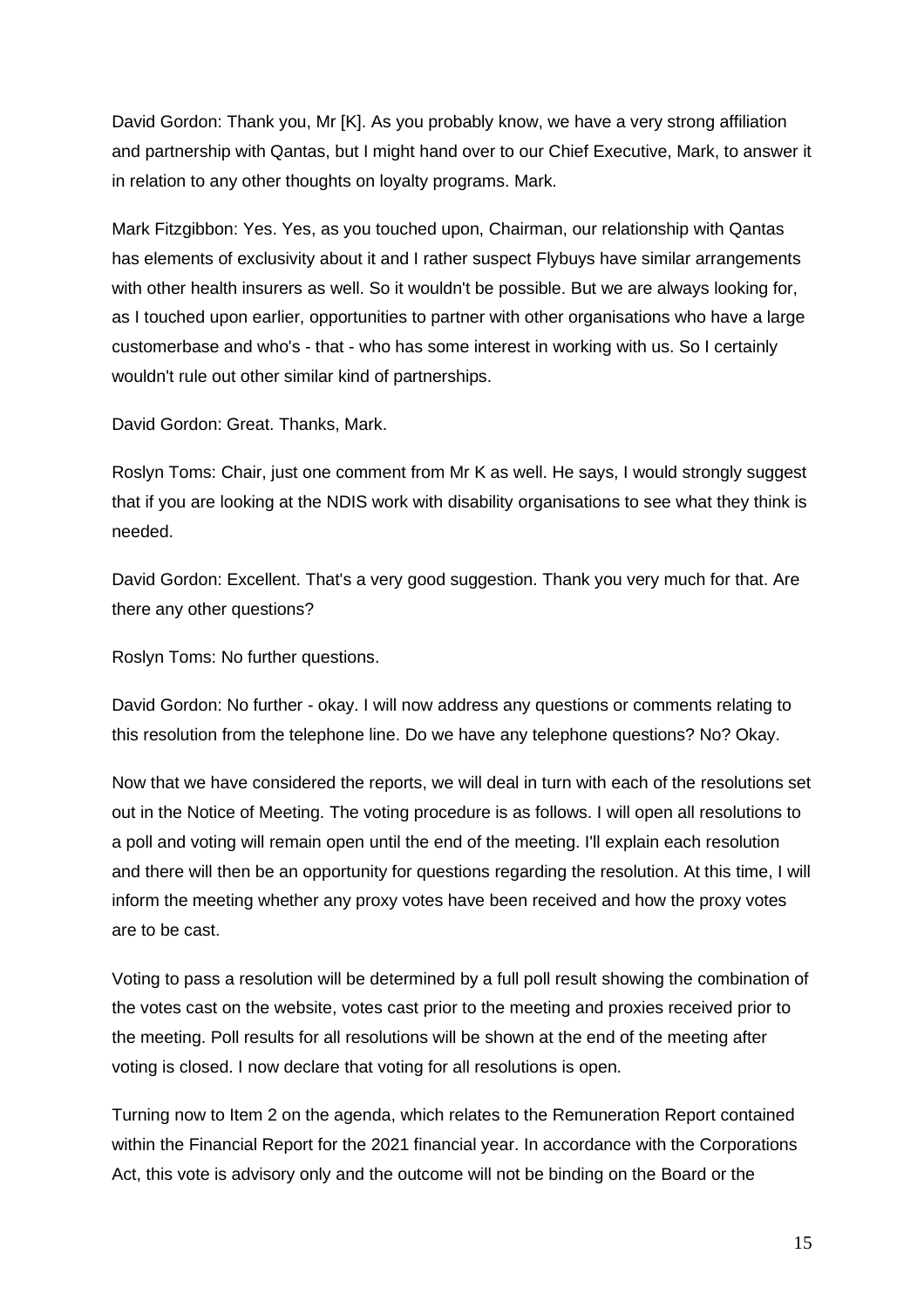David Gordon: Thank you, Mr [K]. As you probably know, we have a very strong affiliation and partnership with Qantas, but I might hand over to our Chief Executive, Mark, to answer it in relation to any other thoughts on loyalty programs. Mark.

Mark Fitzgibbon: Yes. Yes, as you touched upon, Chairman, our relationship with Qantas has elements of exclusivity about it and I rather suspect Flybuys have similar arrangements with other health insurers as well. So it wouldn't be possible. But we are always looking for, as I touched upon earlier, opportunities to partner with other organisations who have a large customerbase and who's - that - who has some interest in working with us. So I certainly wouldn't rule out other similar kind of partnerships.

David Gordon: Great. Thanks, Mark.

Roslyn Toms: Chair, just one comment from Mr K as well. He says, I would strongly suggest that if you are looking at the NDIS work with disability organisations to see what they think is needed.

David Gordon: Excellent. That's a very good suggestion. Thank you very much for that. Are there any other questions?

Roslyn Toms: No further questions.

David Gordon: No further - okay. I will now address any questions or comments relating to this resolution from the telephone line. Do we have any telephone questions? No? Okay.

Now that we have considered the reports, we will deal in turn with each of the resolutions set out in the Notice of Meeting. The voting procedure is as follows. I will open all resolutions to a poll and voting will remain open until the end of the meeting. I'll explain each resolution and there will then be an opportunity for questions regarding the resolution. At this time, I will inform the meeting whether any proxy votes have been received and how the proxy votes are to be cast.

Voting to pass a resolution will be determined by a full poll result showing the combination of the votes cast on the website, votes cast prior to the meeting and proxies received prior to the meeting. Poll results for all resolutions will be shown at the end of the meeting after voting is closed. I now declare that voting for all resolutions is open.

Turning now to Item 2 on the agenda, which relates to the Remuneration Report contained within the Financial Report for the 2021 financial year. In accordance with the Corporations Act, this vote is advisory only and the outcome will not be binding on the Board or the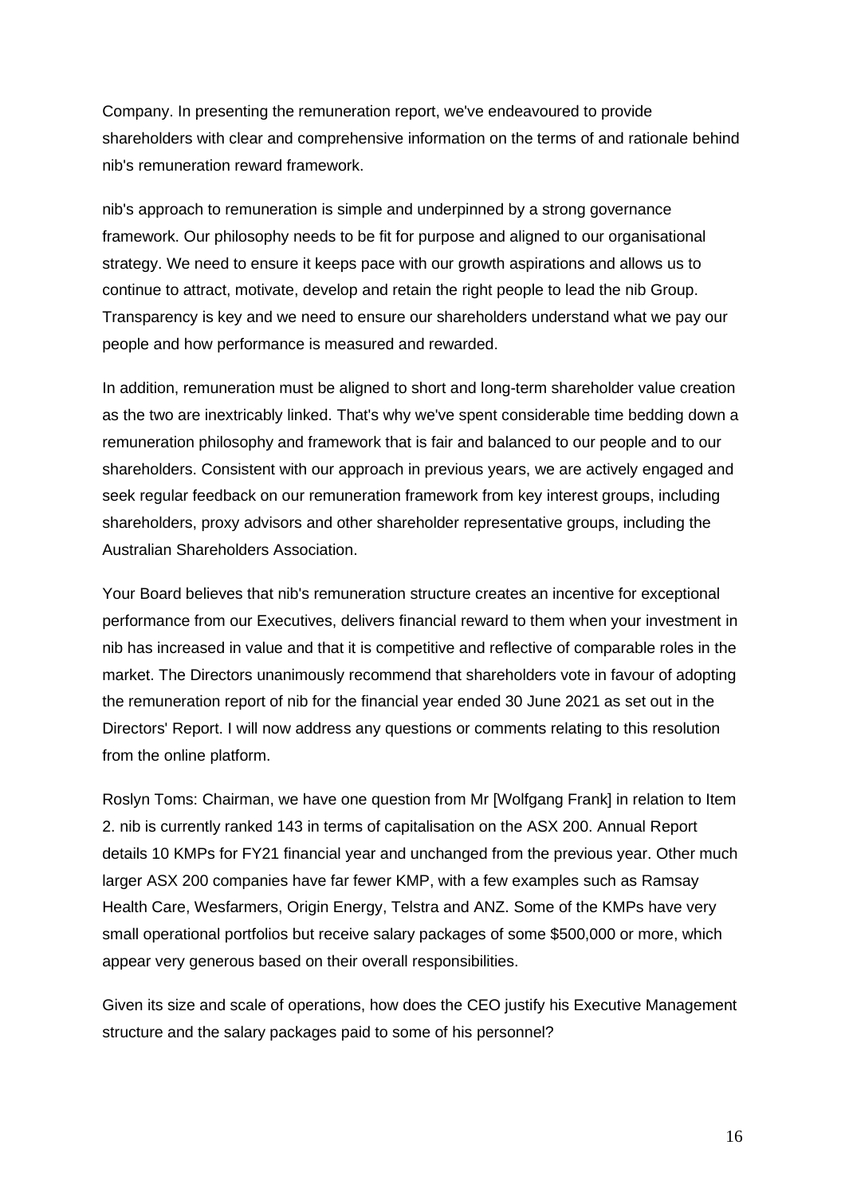Company. In presenting the remuneration report, we've endeavoured to provide shareholders with clear and comprehensive information on the terms of and rationale behind nib's remuneration reward framework.

nib's approach to remuneration is simple and underpinned by a strong governance framework. Our philosophy needs to be fit for purpose and aligned to our organisational strategy. We need to ensure it keeps pace with our growth aspirations and allows us to continue to attract, motivate, develop and retain the right people to lead the nib Group. Transparency is key and we need to ensure our shareholders understand what we pay our people and how performance is measured and rewarded.

In addition, remuneration must be aligned to short and long-term shareholder value creation as the two are inextricably linked. That's why we've spent considerable time bedding down a remuneration philosophy and framework that is fair and balanced to our people and to our shareholders. Consistent with our approach in previous years, we are actively engaged and seek regular feedback on our remuneration framework from key interest groups, including shareholders, proxy advisors and other shareholder representative groups, including the Australian Shareholders Association.

Your Board believes that nib's remuneration structure creates an incentive for exceptional performance from our Executives, delivers financial reward to them when your investment in nib has increased in value and that it is competitive and reflective of comparable roles in the market. The Directors unanimously recommend that shareholders vote in favour of adopting the remuneration report of nib for the financial year ended 30 June 2021 as set out in the Directors' Report. I will now address any questions or comments relating to this resolution from the online platform.

Roslyn Toms: Chairman, we have one question from Mr [Wolfgang Frank] in relation to Item 2. nib is currently ranked 143 in terms of capitalisation on the ASX 200. Annual Report details 10 KMPs for FY21 financial year and unchanged from the previous year. Other much larger ASX 200 companies have far fewer KMP, with a few examples such as Ramsay Health Care, Wesfarmers, Origin Energy, Telstra and ANZ. Some of the KMPs have very small operational portfolios but receive salary packages of some $500,000 or more, which appear very generous based on their overall responsibilities.

Given its size and scale of operations, how does the CEO justify his Executive Management structure and the salary packages paid to some of his personnel?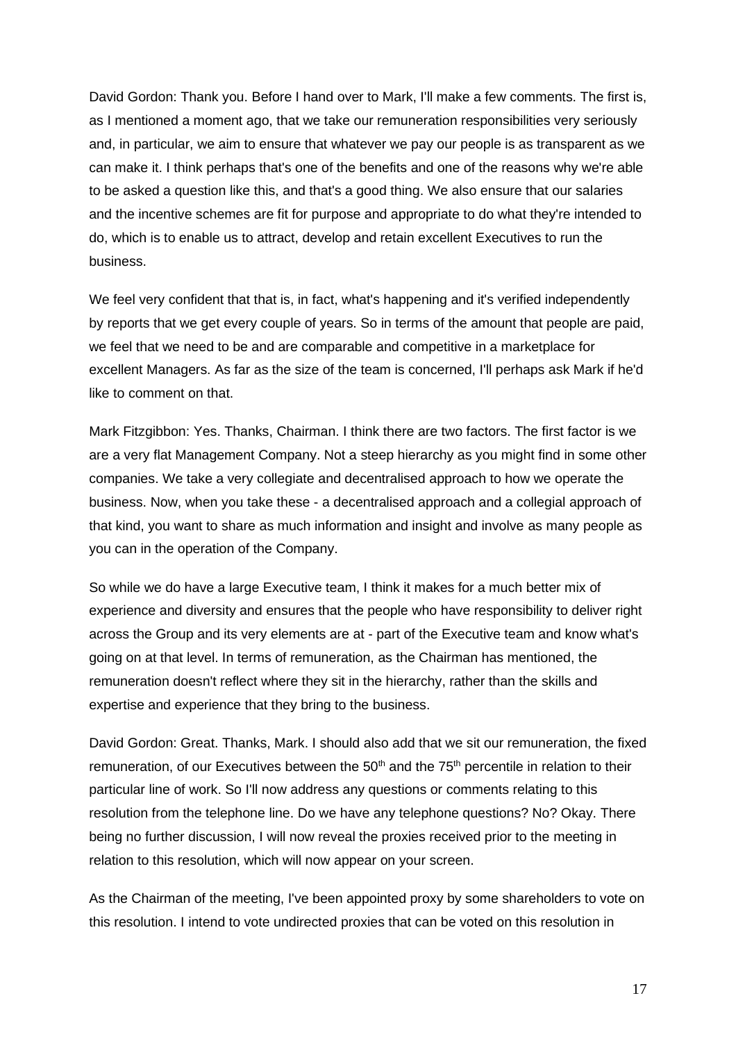David Gordon: Thank you. Before I hand over to Mark, I'll make a few comments. The first is, as I mentioned a moment ago, that we take our remuneration responsibilities very seriously and, in particular, we aim to ensure that whatever we pay our people is as transparent as we can make it. I think perhaps that's one of the benefits and one of the reasons why we're able to be asked a question like this, and that's a good thing. We also ensure that our salaries and the incentive schemes are fit for purpose and appropriate to do what they're intended to do, which is to enable us to attract, develop and retain excellent Executives to run the business.

We feel very confident that that is, in fact, what's happening and it's verified independently by reports that we get every couple of years. So in terms of the amount that people are paid, we feel that we need to be and are comparable and competitive in a marketplace for excellent Managers. As far as the size of the team is concerned, I'll perhaps ask Mark if he'd like to comment on that.

Mark Fitzgibbon: Yes. Thanks, Chairman. I think there are two factors. The first factor is we are a very flat Management Company. Not a steep hierarchy as you might find in some other companies. We take a very collegiate and decentralised approach to how we operate the business. Now, when you take these - a decentralised approach and a collegial approach of that kind, you want to share as much information and insight and involve as many people as you can in the operation of the Company.

So while we do have a large Executive team, I think it makes for a much better mix of experience and diversity and ensures that the people who have responsibility to deliver right across the Group and its very elements are at - part of the Executive team and know what's going on at that level. In terms of remuneration, as the Chairman has mentioned, the remuneration doesn't reflect where they sit in the hierarchy, rather than the skills and expertise and experience that they bring to the business.

David Gordon: Great. Thanks, Mark. I should also add that we sit our remuneration, the fixed remuneration, of our Executives between the 50th and the 75th percentile in relation to their particular line of work. So I'll now address any questions or comments relating to this resolution from the telephone line. Do we have any telephone questions? No? Okay. There being no further discussion, I will now reveal the proxies received prior to the meeting in relation to this resolution, which will now appear on your screen.

As the Chairman of the meeting, I've been appointed proxy by some shareholders to vote on this resolution. I intend to vote undirected proxies that can be voted on this resolution in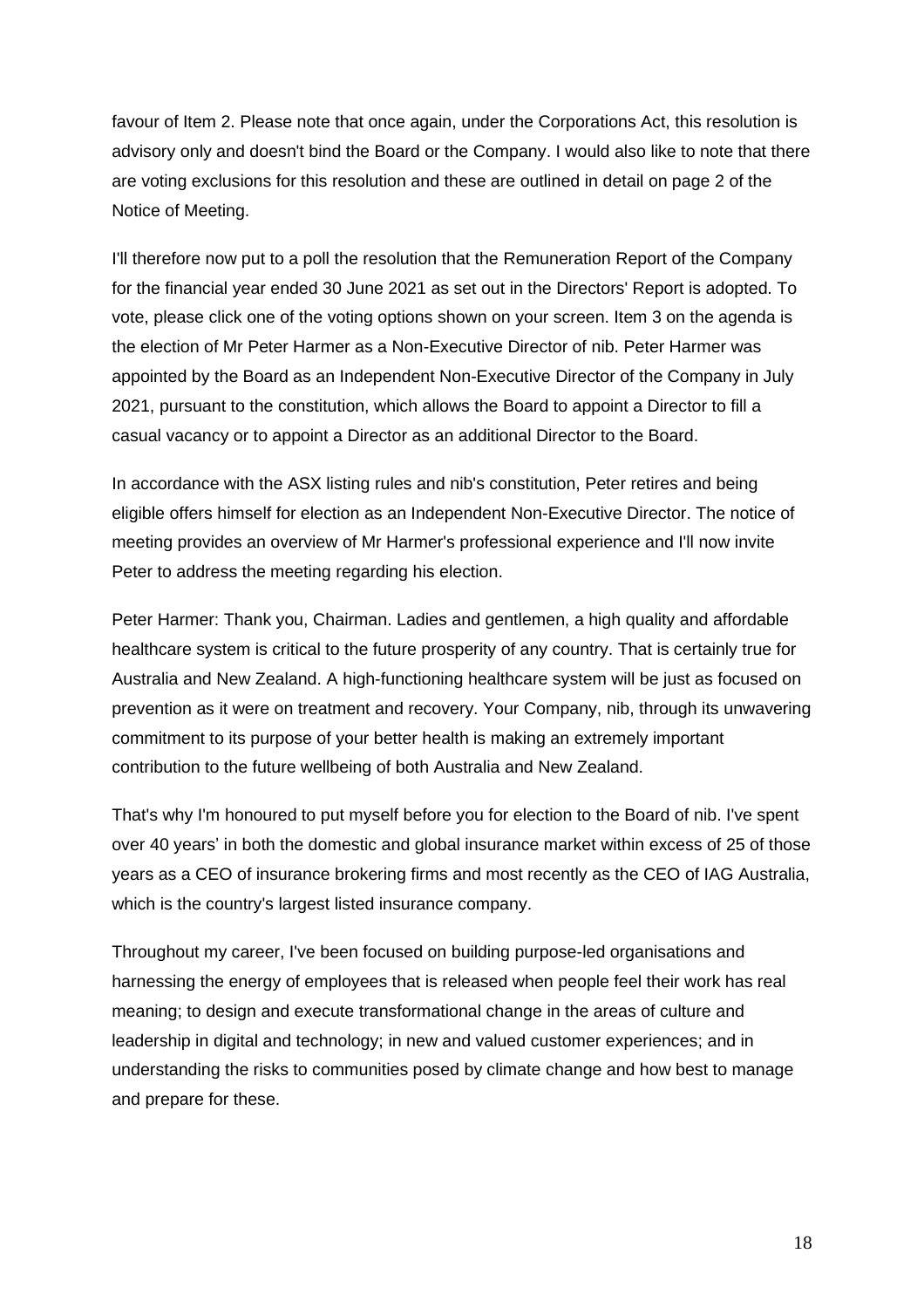favour of Item 2. Please note that once again, under the Corporations Act, this resolution is advisory only and doesn't bind the Board or the Company. I would also like to note that there are voting exclusions for this resolution and these are outlined in detail on page 2 of the Notice of Meeting.

I'll therefore now put to a poll the resolution that the Remuneration Report of the Company for the financial year ended 30 June 2021 as set out in the Directors' Report is adopted. To vote, please click one of the voting options shown on your screen. Item 3 on the agenda is the election of Mr Peter Harmer as a Non-Executive Director of nib. Peter Harmer was appointed by the Board as an Independent Non-Executive Director of the Company in July 2021, pursuant to the constitution, which allows the Board to appoint a Director to fill a casual vacancy or to appoint a Director as an additional Director to the Board.

In accordance with the ASX listing rules and nib's constitution, Peter retires and being eligible offers himself for election as an Independent Non-Executive Director. The notice of meeting provides an overview of Mr Harmer's professional experience and I'll now invite Peter to address the meeting regarding his election.

Peter Harmer: Thank you, Chairman. Ladies and gentlemen, a high quality and affordable healthcare system is critical to the future prosperity of any country. That is certainly true for Australia and New Zealand. A high-functioning healthcare system will be just as focused on prevention as it were on treatment and recovery. Your Company, nib, through its unwavering commitment to its purpose of your better health is making an extremely important contribution to the future wellbeing of both Australia and New Zealand.

That's why I'm honoured to put myself before you for election to the Board of nib. I've spent over 40 years' in both the domestic and global insurance market within excess of 25 of those years as a CEO of insurance brokering firms and most recently as the CEO of IAG Australia, which is the country's largest listed insurance company.

Throughout my career, I've been focused on building purpose-led organisations and harnessing the energy of employees that is released when people feel their work has real meaning; to design and execute transformational change in the areas of culture and leadership in digital and technology; in new and valued customer experiences; and in understanding the risks to communities posed by climate change and how best to manage and prepare for these.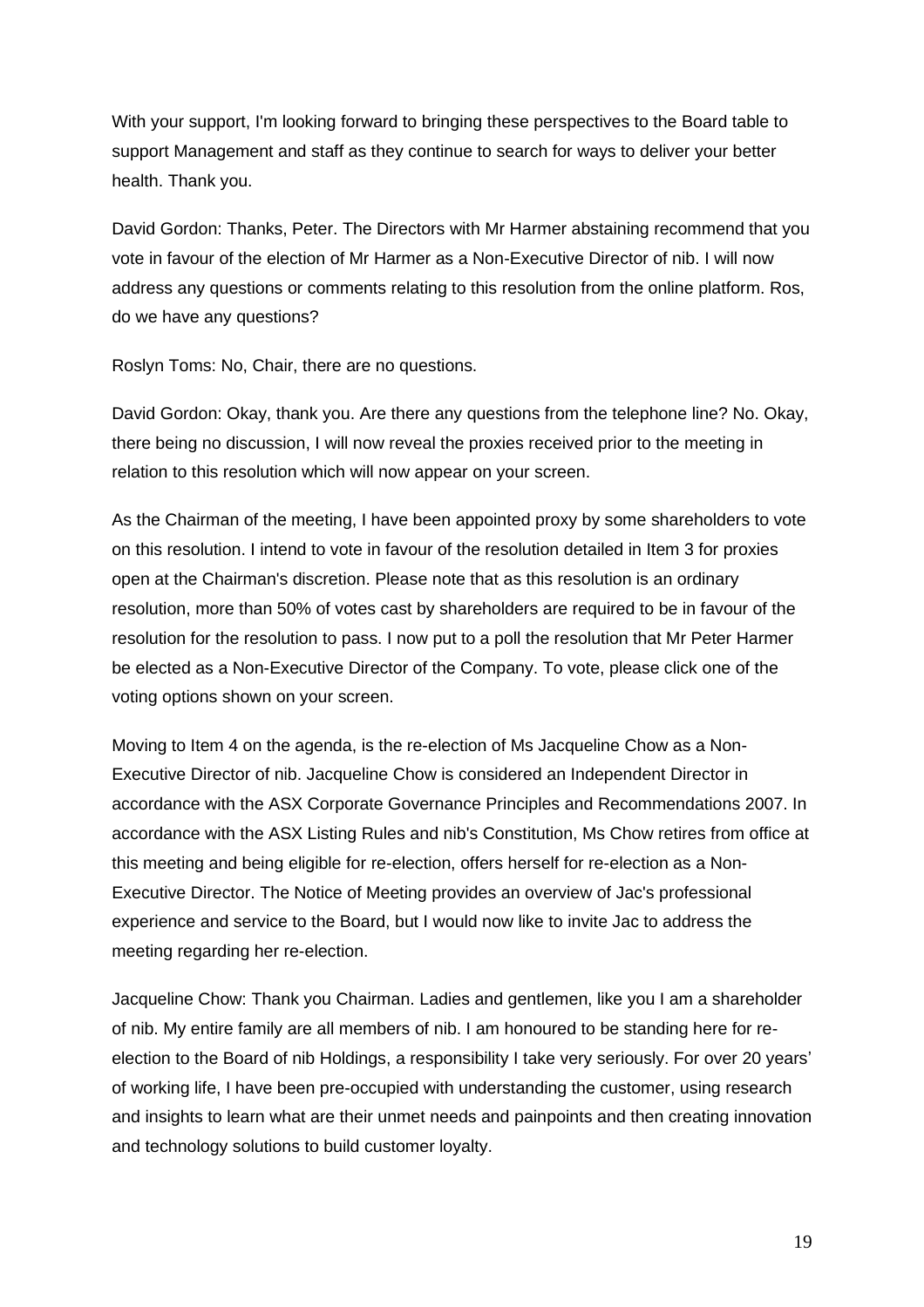With your support, I'm looking forward to bringing these perspectives to the Board table to support Management and staff as they continue to search for ways to deliver your better health. Thank you.

David Gordon: Thanks, Peter. The Directors with Mr Harmer abstaining recommend that you vote in favour of the election of Mr Harmer as a Non-Executive Director of nib. I will now address any questions or comments relating to this resolution from the online platform. Ros, do we have any questions?

Roslyn Toms: No, Chair, there are no questions.

David Gordon: Okay, thank you. Are there any questions from the telephone line? No. Okay, there being no discussion, I will now reveal the proxies received prior to the meeting in relation to this resolution which will now appear on your screen.

As the Chairman of the meeting, I have been appointed proxy by some shareholders to vote on this resolution. I intend to vote in favour of the resolution detailed in Item 3 for proxies open at the Chairman's discretion. Please note that as this resolution is an ordinary resolution, more than 50% of votes cast by shareholders are required to be in favour of the resolution for the resolution to pass. I now put to a poll the resolution that Mr Peter Harmer be elected as a Non-Executive Director of the Company. To vote, please click one of the voting options shown on your screen.

Moving to Item 4 on the agenda, is the re-election of Ms Jacqueline Chow as a Non-Executive Director of nib. Jacqueline Chow is considered an Independent Director in accordance with the ASX Corporate Governance Principles and Recommendations 2007. In accordance with the ASX Listing Rules and nib's Constitution, Ms Chow retires from office at this meeting and being eligible for re-election, offers herself for re-election as a Non-Executive Director. The Notice of Meeting provides an overview of Jac's professional experience and service to the Board, but I would now like to invite Jac to address the meeting regarding her re-election.

Jacqueline Chow: Thank you Chairman. Ladies and gentlemen, like you I am a shareholder of nib. My entire family are all members of nib. I am honoured to be standing here for re-election to the Board of nib Holdings, a responsibility I take very seriously. For over 20 years' of working life, I have been pre-occupied with understanding the customer, using research and insights to learn what are their unmet needs and painpoints and then creating innovation and technology solutions to build customer loyalty.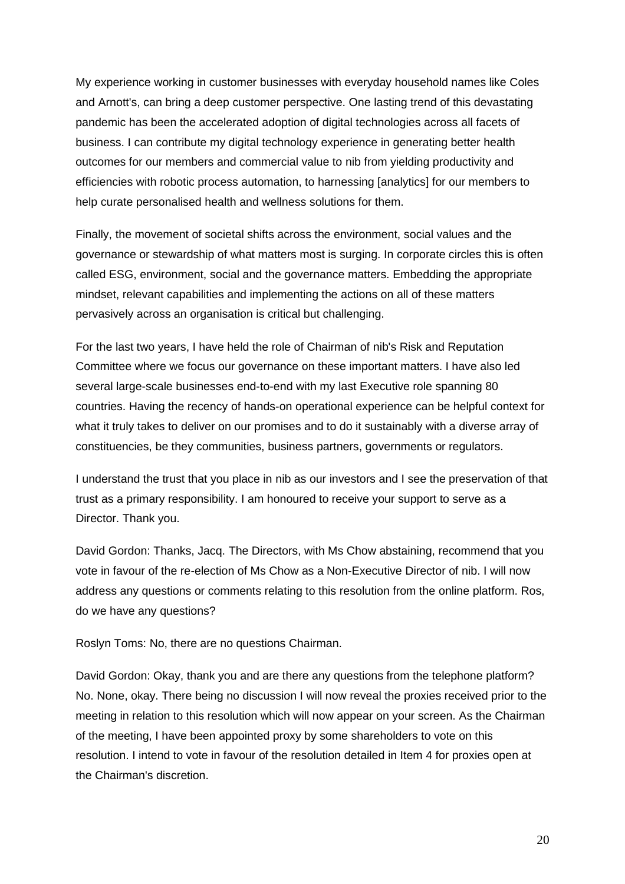My experience working in customer businesses with everyday household names like Coles and Arnott's, can bring a deep customer perspective. One lasting trend of this devastating pandemic has been the accelerated adoption of digital technologies across all facets of business. I can contribute my digital technology experience in generating better health outcomes for our members and commercial value to nib from yielding productivity and efficiencies with robotic process automation, to harnessing [analytics] for our members to help curate personalised health and wellness solutions for them.

Finally, the movement of societal shifts across the environment, social values and the governance or stewardship of what matters most is surging. In corporate circles this is often called ESG, environment, social and the governance matters. Embedding the appropriate mindset, relevant capabilities and implementing the actions on all of these matters pervasively across an organisation is critical but challenging.

For the last two years, I have held the role of Chairman of nib's Risk and Reputation Committee where we focus our governance on these important matters. I have also led several large-scale businesses end-to-end with my last Executive role spanning 80 countries. Having the recency of hands-on operational experience can be helpful context for what it truly takes to deliver on our promises and to do it sustainably with a diverse array of constituencies, be they communities, business partners, governments or regulators.

I understand the trust that you place in nib as our investors and I see the preservation of that trust as a primary responsibility. I am honoured to receive your support to serve as a Director. Thank you.

David Gordon: Thanks, Jacq. The Directors, with Ms Chow abstaining, recommend that you vote in favour of the re-election of Ms Chow as a Non-Executive Director of nib. I will now address any questions or comments relating to this resolution from the online platform. Ros, do we have any questions?

Roslyn Toms: No, there are no questions Chairman.

David Gordon: Okay, thank you and are there any questions from the telephone platform? No. None, okay. There being no discussion I will now reveal the proxies received prior to the meeting in relation to this resolution which will now appear on your screen. As the Chairman of the meeting, I have been appointed proxy by some shareholders to vote on this resolution. I intend to vote in favour of the resolution detailed in Item 4 for proxies open at the Chairman's discretion.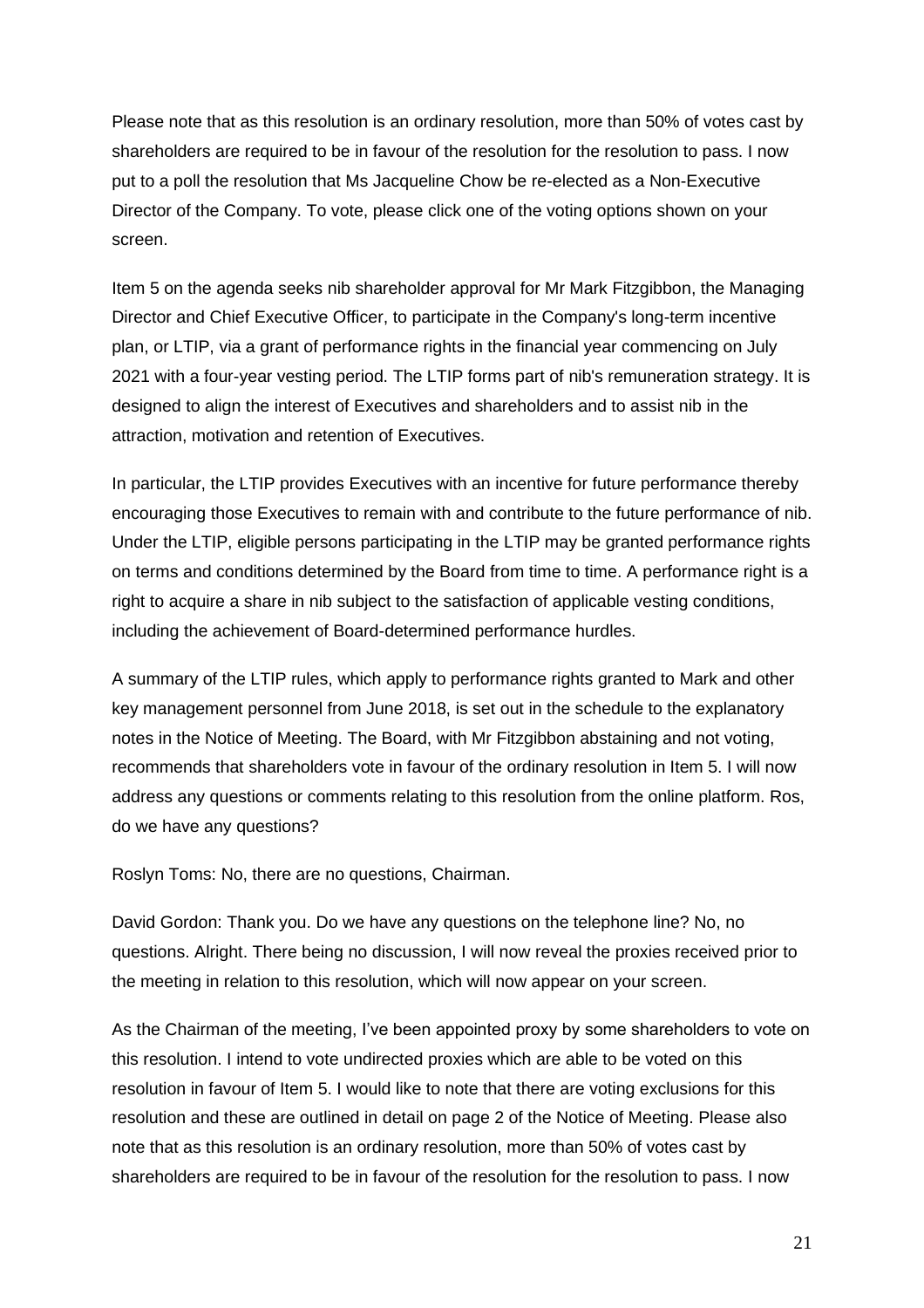Please note that as this resolution is an ordinary resolution, more than 50% of votes cast by shareholders are required to be in favour of the resolution for the resolution to pass. I now put to a poll the resolution that Ms Jacqueline Chow be re-elected as a Non-Executive Director of the Company. To vote, please click one of the voting options shown on your screen.

Item 5 on the agenda seeks nib shareholder approval for Mr Mark Fitzgibbon, the Managing Director and Chief Executive Officer, to participate in the Company's long-term incentive plan, or LTIP, via a grant of performance rights in the financial year commencing on July 2021 with a four-year vesting period. The LTIP forms part of nib's remuneration strategy. It is designed to align the interest of Executives and shareholders and to assist nib in the attraction, motivation and retention of Executives.

In particular, the LTIP provides Executives with an incentive for future performance thereby encouraging those Executives to remain with and contribute to the future performance of nib. Under the LTIP, eligible persons participating in the LTIP may be granted performance rights on terms and conditions determined by the Board from time to time. A performance right is a right to acquire a share in nib subject to the satisfaction of applicable vesting conditions, including the achievement of Board-determined performance hurdles.

A summary of the LTIP rules, which apply to performance rights granted to Mark and other key management personnel from June 2018, is set out in the schedule to the explanatory notes in the Notice of Meeting. The Board, with Mr Fitzgibbon abstaining and not voting, recommends that shareholders vote in favour of the ordinary resolution in Item 5. I will now address any questions or comments relating to this resolution from the online platform. Ros, do we have any questions?

Roslyn Toms: No, there are no questions, Chairman.

David Gordon: Thank you. Do we have any questions on the telephone line? No, no questions. Alright. There being no discussion, I will now reveal the proxies received prior to the meeting in relation to this resolution, which will now appear on your screen.

As the Chairman of the meeting, I've been appointed proxy by some shareholders to vote on this resolution. I intend to vote undirected proxies which are able to be voted on this resolution in favour of Item 5. I would like to note that there are voting exclusions for this resolution and these are outlined in detail on page 2 of the Notice of Meeting. Please also note that as this resolution is an ordinary resolution, more than 50% of votes cast by shareholders are required to be in favour of the resolution for the resolution to pass. I now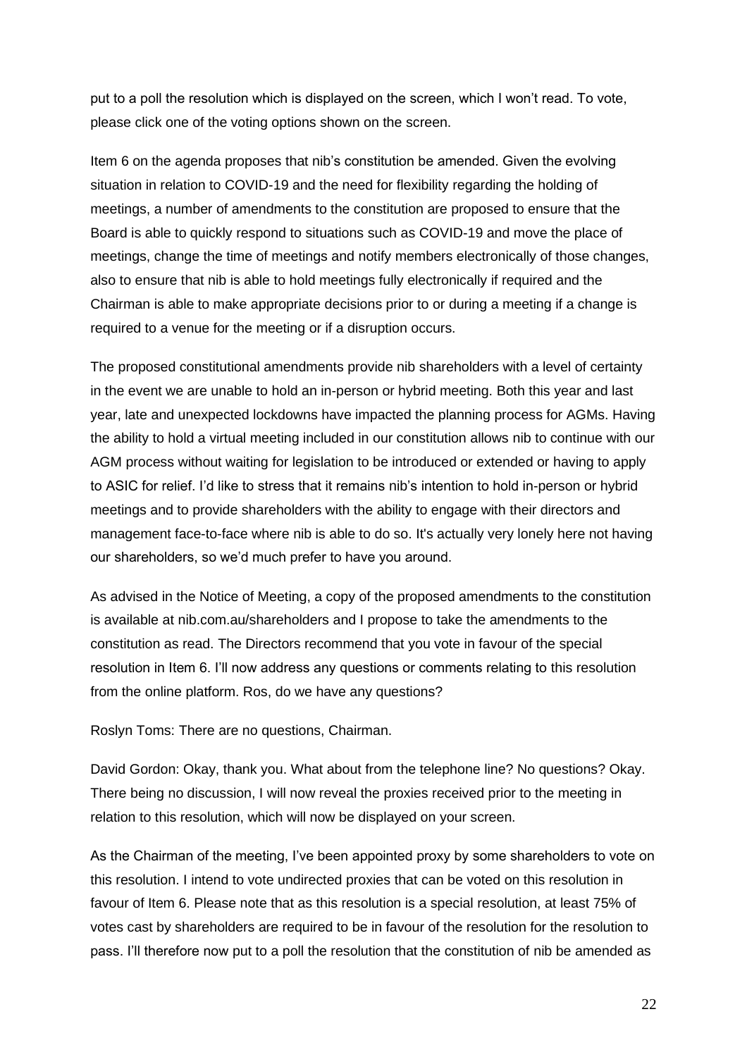put to a poll the resolution which is displayed on the screen, which I won't read. To vote, please click one of the voting options shown on the screen.

Item 6 on the agenda proposes that nib's constitution be amended. Given the evolving situation in relation to COVID-19 and the need for flexibility regarding the holding of meetings, a number of amendments to the constitution are proposed to ensure that the Board is able to quickly respond to situations such as COVID-19 and move the place of meetings, change the time of meetings and notify members electronically of those changes, also to ensure that nib is able to hold meetings fully electronically if required and the Chairman is able to make appropriate decisions prior to or during a meeting if a change is required to a venue for the meeting or if a disruption occurs.

The proposed constitutional amendments provide nib shareholders with a level of certainty in the event we are unable to hold an in-person or hybrid meeting. Both this year and last year, late and unexpected lockdowns have impacted the planning process for AGMs. Having the ability to hold a virtual meeting included in our constitution allows nib to continue with our AGM process without waiting for legislation to be introduced or extended or having to apply to ASIC for relief. I'd like to stress that it remains nib's intention to hold in-person or hybrid meetings and to provide shareholders with the ability to engage with their directors and management face-to-face where nib is able to do so. It's actually very lonely here not having our shareholders, so we'd much prefer to have you around.

As advised in the Notice of Meeting, a copy of the proposed amendments to the constitution is available at nib.com.au/shareholders and I propose to take the amendments to the constitution as read. The Directors recommend that you vote in favour of the special resolution in Item 6. I'll now address any questions or comments relating to this resolution from the online platform. Ros, do we have any questions?

Roslyn Toms: There are no questions, Chairman.

David Gordon: Okay, thank you. What about from the telephone line? No questions? Okay. There being no discussion, I will now reveal the proxies received prior to the meeting in relation to this resolution, which will now be displayed on your screen.

As the Chairman of the meeting, I've been appointed proxy by some shareholders to vote on this resolution. I intend to vote undirected proxies that can be voted on this resolution in favour of Item 6. Please note that as this resolution is a special resolution, at least 75% of votes cast by shareholders are required to be in favour of the resolution for the resolution to pass. I'll therefore now put to a poll the resolution that the constitution of nib be amended as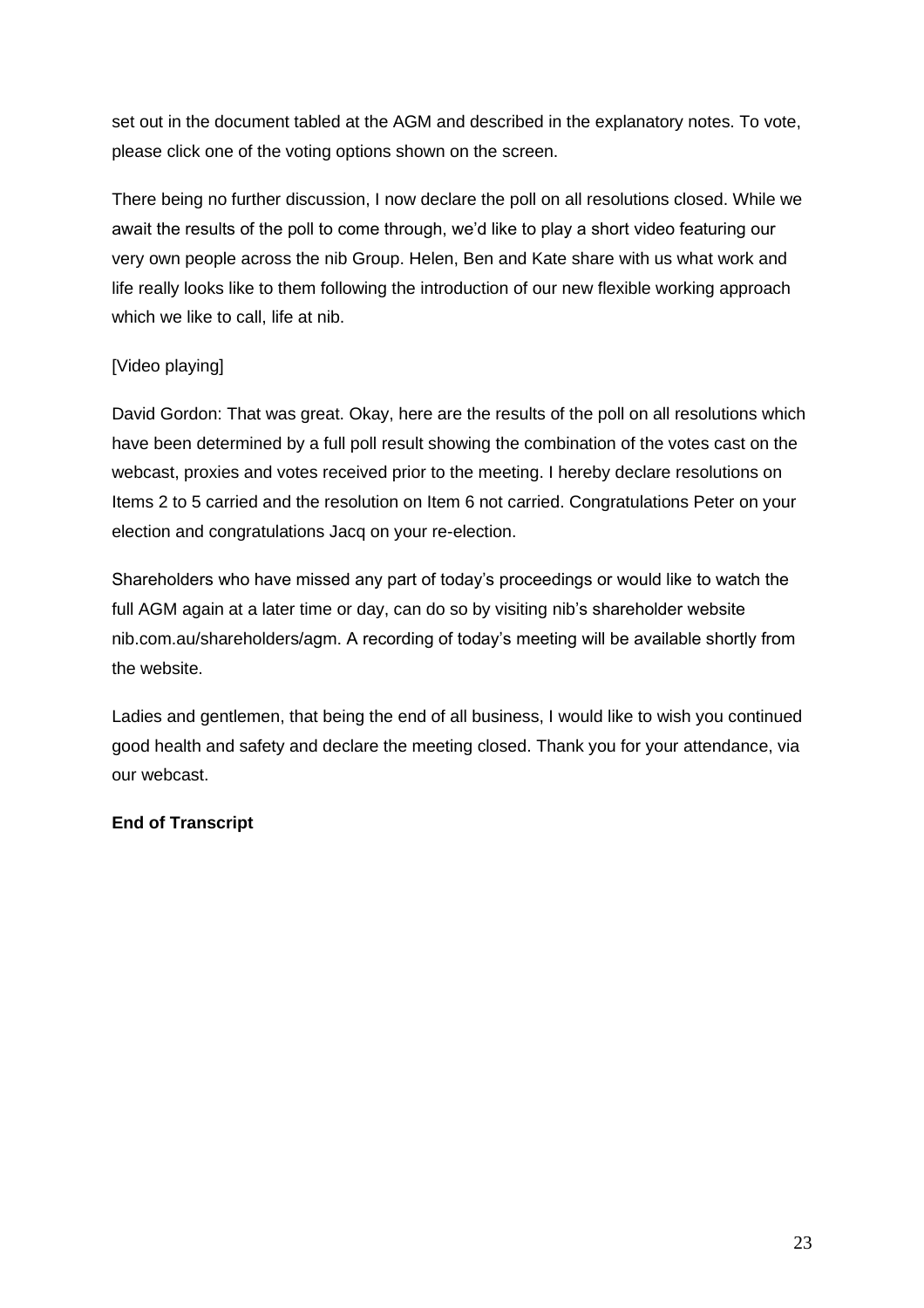set out in the document tabled at the AGM and described in the explanatory notes. To vote, please click one of the voting options shown on the screen.

There being no further discussion, I now declare the poll on all resolutions closed. While we await the results of the poll to come through, we'd like to play a short video featuring our very own people across the nib Group. Helen, Ben and Kate share with us what work and life really looks like to them following the introduction of our new flexible working approach which we like to call, life at nib.

[Video playing]

David Gordon: That was great. Okay, here are the results of the poll on all resolutions which have been determined by a full poll result showing the combination of the votes cast on the webcast, proxies and votes received prior to the meeting. I hereby declare resolutions on Items 2 to 5 carried and the resolution on Item 6 not carried. Congratulations Peter on your election and congratulations Jacq on your re-election.

Shareholders who have missed any part of today's proceedings or would like to watch the full AGM again at a later time or day, can do so by visiting nib's shareholder website nib.com.au/shareholders/agm. A recording of today's meeting will be available shortly from the website.

Ladies and gentlemen, that being the end of all business, I would like to wish you continued good health and safety and declare the meeting closed. Thank you for your attendance, via our webcast.

**End of Transcript**